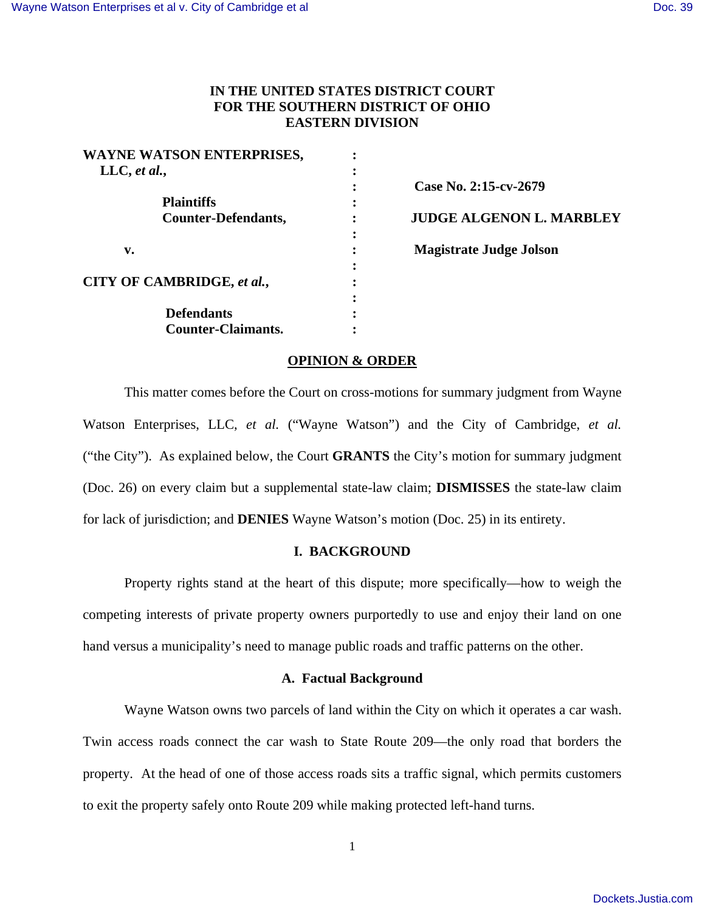**IN THE UNITED STATES DISTRICT COURT**
**FOR THE SOUTHERN DISTRICT OF OHIO**
**EASTERN DIVISION**

**WAYNE WATSON ENTERPRISES, LLC, *et al.*,**

**Plaintiffs**
**Counter-Defendants,**

**v.**

**CITY OF CAMBRIDGE, *et al.*,**

**Defendants**
**Counter-Claimants.**

**Case No. 2:15-cv-2679**

**JUDGE ALGENON L. MARBLEY**

**Magistrate Judge Jolson**

## OPINION & ORDER

This matter comes before the Court on cross-motions for summary judgment from Wayne Watson Enterprises, LLC, *et al.* ("Wayne Watson") and the City of Cambridge, *et al.* ("the City"). As explained below, the Court **GRANTS** the City's motion for summary judgment (Doc. 26) on every claim but a supplemental state-law claim; **DISMISSES** the state-law claim for lack of jurisdiction; and **DENIES** Wayne Watson's motion (Doc. 25) in its entirety.

### I. BACKGROUND

Property rights stand at the heart of this dispute; more specifically—how to weigh the competing interests of private property owners purportedly to use and enjoy their land on one hand versus a municipality's need to manage public roads and traffic patterns on the other.

#### A. Factual Background

Wayne Watson owns two parcels of land within the City on which it operates a car wash. Twin access roads connect the car wash to State Route 209—the only road that borders the property. At the head of one of those access roads sits a traffic signal, which permits customers to exit the property safely onto Route 209 while making protected left-hand turns.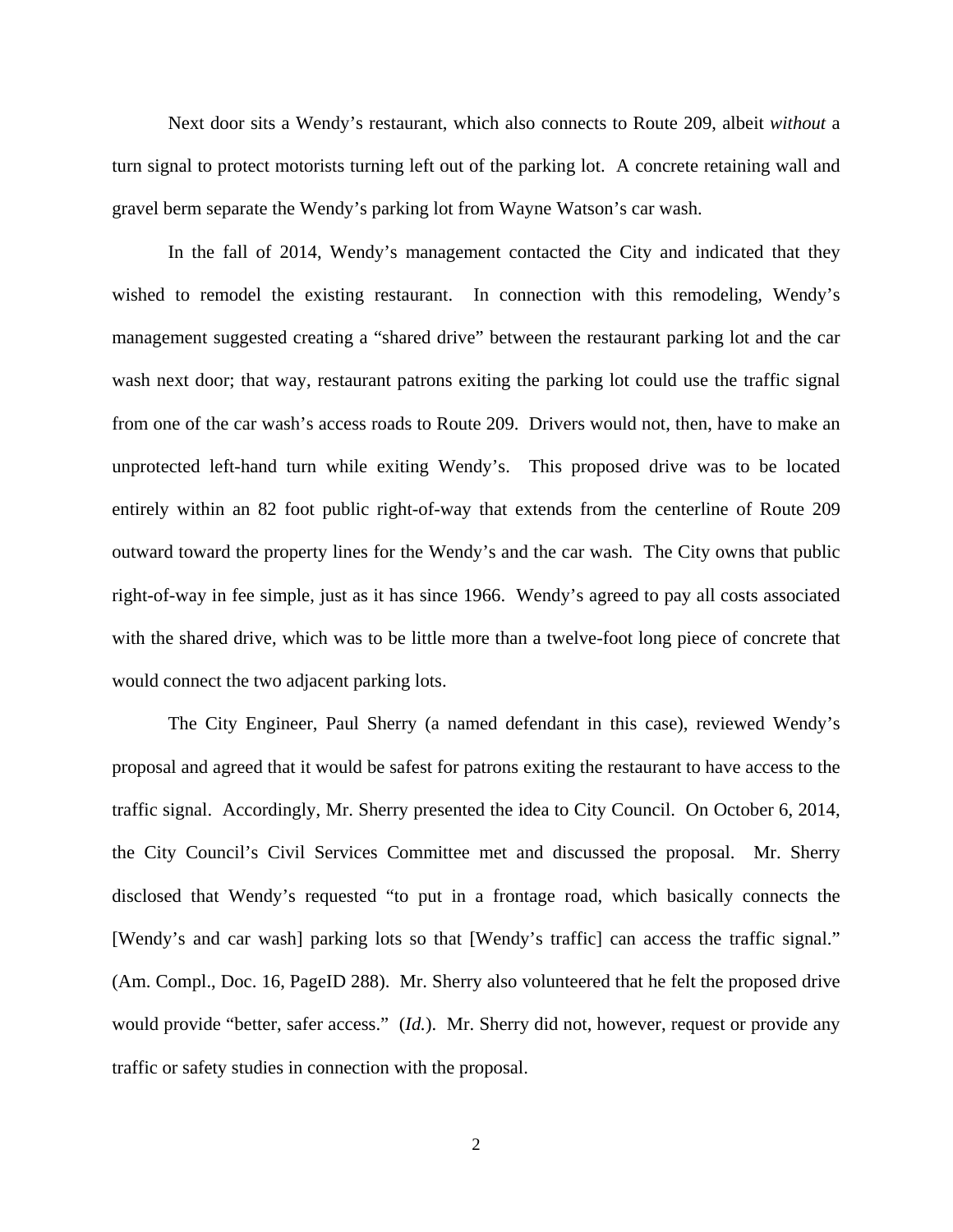Next door sits a Wendy's restaurant, which also connects to Route 209, albeit *without* a turn signal to protect motorists turning left out of the parking lot. A concrete retaining wall and gravel berm separate the Wendy's parking lot from Wayne Watson's car wash.

In the fall of 2014, Wendy's management contacted the City and indicated that they wished to remodel the existing restaurant. In connection with this remodeling, Wendy's management suggested creating a "shared drive" between the restaurant parking lot and the car wash next door; that way, restaurant patrons exiting the parking lot could use the traffic signal from one of the car wash's access roads to Route 209. Drivers would not, then, have to make an unprotected left-hand turn while exiting Wendy's. This proposed drive was to be located entirely within an 82 foot public right-of-way that extends from the centerline of Route 209 outward toward the property lines for the Wendy's and the car wash. The City owns that public right-of-way in fee simple, just as it has since 1966. Wendy's agreed to pay all costs associated with the shared drive, which was to be little more than a twelve-foot long piece of concrete that would connect the two adjacent parking lots.

The City Engineer, Paul Sherry (a named defendant in this case), reviewed Wendy's proposal and agreed that it would be safest for patrons exiting the restaurant to have access to the traffic signal. Accordingly, Mr. Sherry presented the idea to City Council. On October 6, 2014, the City Council's Civil Services Committee met and discussed the proposal. Mr. Sherry disclosed that Wendy's requested "to put in a frontage road, which basically connects the [Wendy's and car wash] parking lots so that [Wendy's traffic] can access the traffic signal." (Am. Compl., Doc. 16, PageID 288). Mr. Sherry also volunteered that he felt the proposed drive would provide "better, safer access." (*Id.*). Mr. Sherry did not, however, request or provide any traffic or safety studies in connection with the proposal.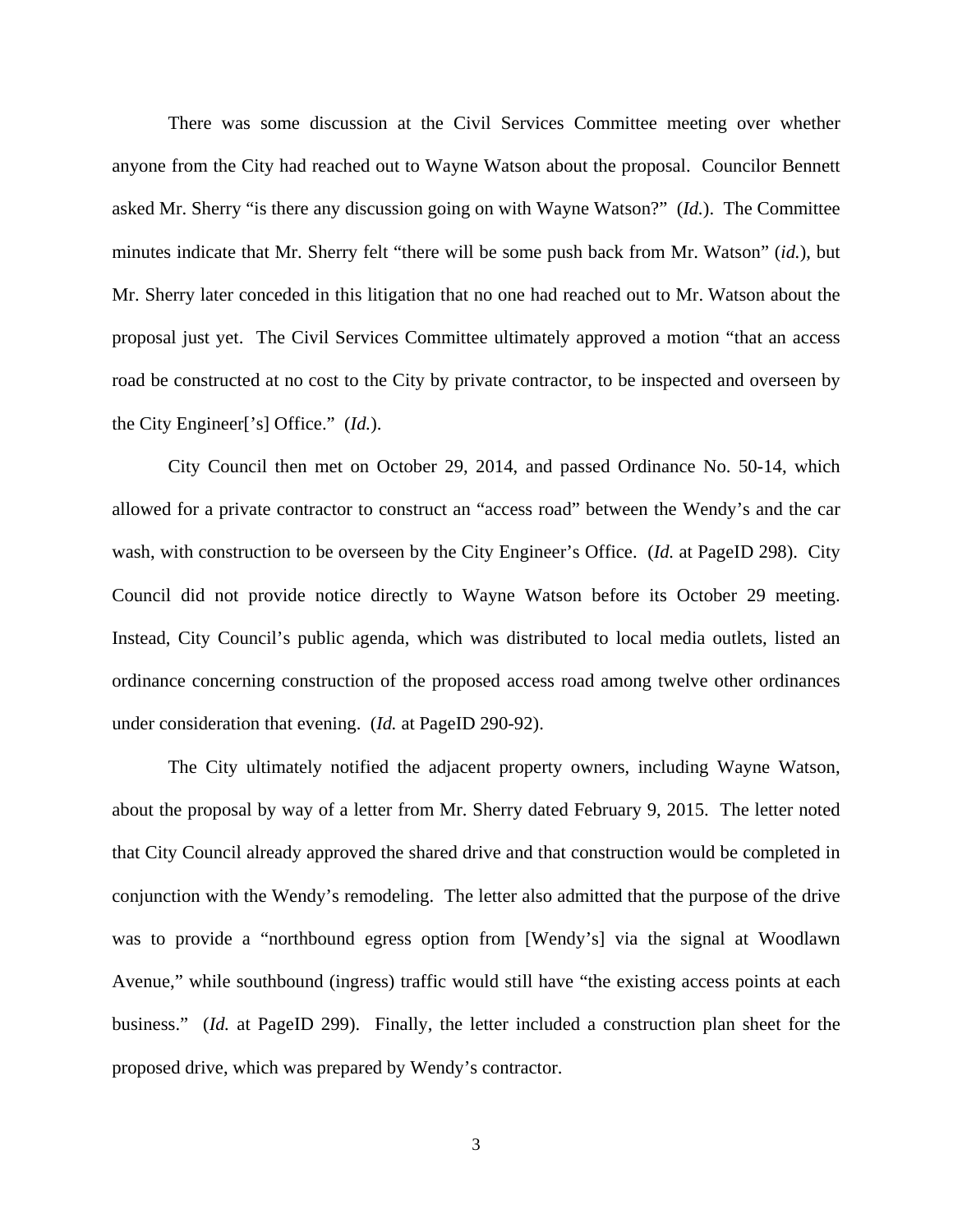There was some discussion at the Civil Services Committee meeting over whether anyone from the City had reached out to Wayne Watson about the proposal. Councilor Bennett asked Mr. Sherry "is there any discussion going on with Wayne Watson?" (*Id.*). The Committee minutes indicate that Mr. Sherry felt "there will be some push back from Mr. Watson" (*id.*), but Mr. Sherry later conceded in this litigation that no one had reached out to Mr. Watson about the proposal just yet. The Civil Services Committee ultimately approved a motion "that an access road be constructed at no cost to the City by private contractor, to be inspected and overseen by the City Engineer['s] Office." (*Id.*).

City Council then met on October 29, 2014, and passed Ordinance No. 50-14, which allowed for a private contractor to construct an "access road" between the Wendy's and the car wash, with construction to be overseen by the City Engineer's Office. (*Id.* at PageID 298). City Council did not provide notice directly to Wayne Watson before its October 29 meeting. Instead, City Council's public agenda, which was distributed to local media outlets, listed an ordinance concerning construction of the proposed access road among twelve other ordinances under consideration that evening. (*Id.* at PageID 290-92).

The City ultimately notified the adjacent property owners, including Wayne Watson, about the proposal by way of a letter from Mr. Sherry dated February 9, 2015. The letter noted that City Council already approved the shared drive and that construction would be completed in conjunction with the Wendy's remodeling. The letter also admitted that the purpose of the drive was to provide a "northbound egress option from [Wendy's] via the signal at Woodlawn Avenue," while southbound (ingress) traffic would still have "the existing access points at each business." (*Id.* at PageID 299). Finally, the letter included a construction plan sheet for the proposed drive, which was prepared by Wendy's contractor.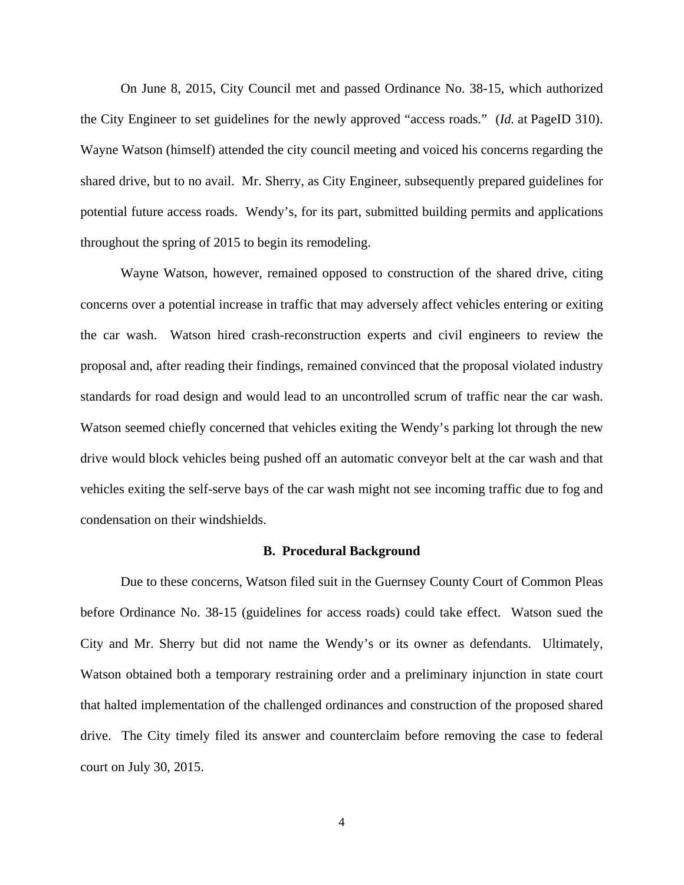On June 8, 2015, City Council met and passed Ordinance No. 38-15, which authorized the City Engineer to set guidelines for the newly approved "access roads." (*Id.* at PageID 310). Wayne Watson (himself) attended the city council meeting and voiced his concerns regarding the shared drive, but to no avail. Mr. Sherry, as City Engineer, subsequently prepared guidelines for potential future access roads. Wendy's, for its part, submitted building permits and applications throughout the spring of 2015 to begin its remodeling.

Wayne Watson, however, remained opposed to construction of the shared drive, citing concerns over a potential increase in traffic that may adversely affect vehicles entering or exiting the car wash. Watson hired crash-reconstruction experts and civil engineers to review the proposal and, after reading their findings, remained convinced that the proposal violated industry standards for road design and would lead to an uncontrolled scrum of traffic near the car wash. Watson seemed chiefly concerned that vehicles exiting the Wendy's parking lot through the new drive would block vehicles being pushed off an automatic conveyor belt at the car wash and that vehicles exiting the self-serve bays of the car wash might not see incoming traffic due to fog and condensation on their windshields.

### B. Procedural Background

Due to these concerns, Watson filed suit in the Guernsey County Court of Common Pleas before Ordinance No. 38-15 (guidelines for access roads) could take effect. Watson sued the City and Mr. Sherry but did not name the Wendy's or its owner as defendants. Ultimately, Watson obtained both a temporary restraining order and a preliminary injunction in state court that halted implementation of the challenged ordinances and construction of the proposed shared drive. The City timely filed its answer and counterclaim before removing the case to federal court on July 30, 2015.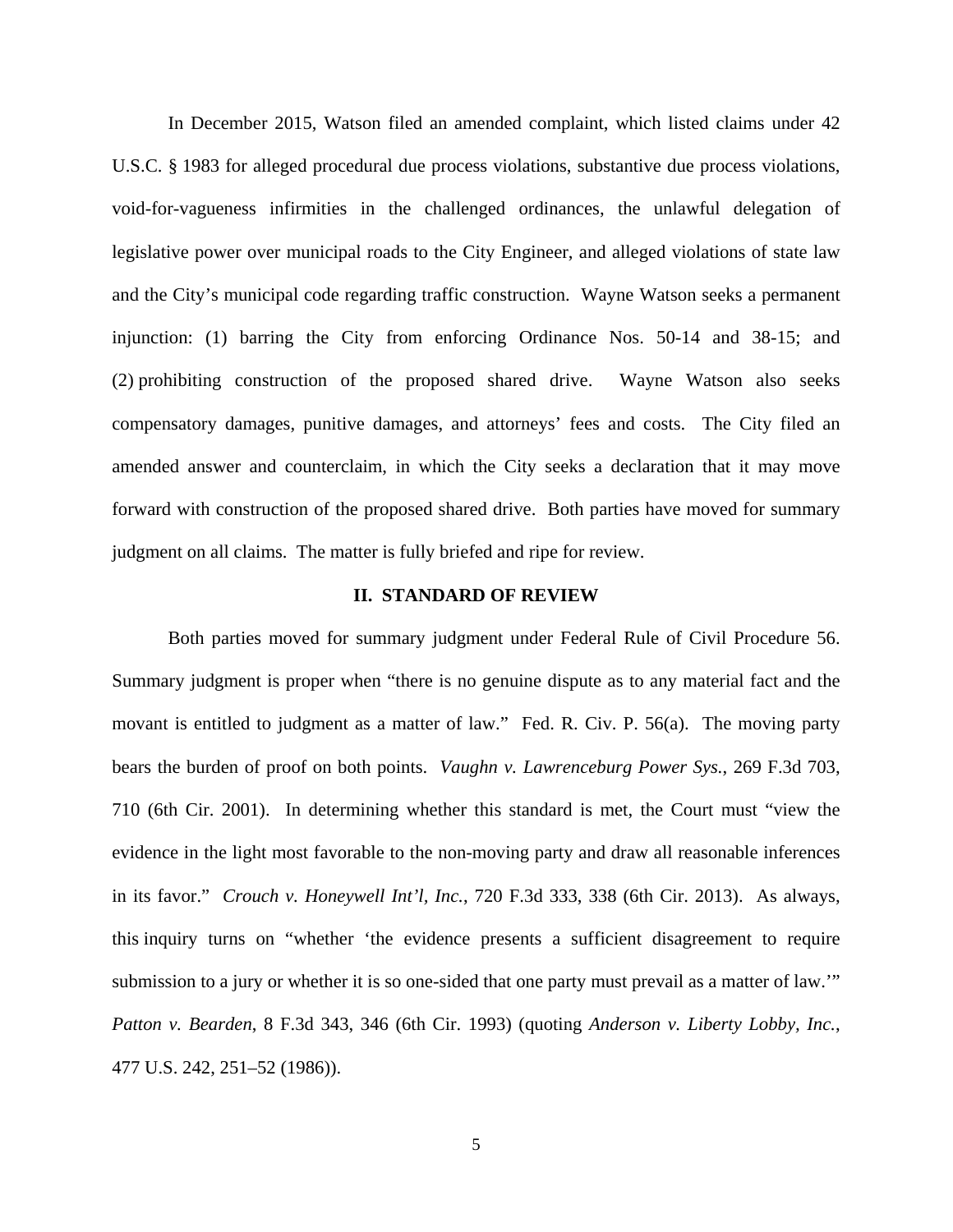In December 2015, Watson filed an amended complaint, which listed claims under 42 U.S.C. § 1983 for alleged procedural due process violations, substantive due process violations, void-for-vagueness infirmities in the challenged ordinances, the unlawful delegation of legislative power over municipal roads to the City Engineer, and alleged violations of state law and the City's municipal code regarding traffic construction. Wayne Watson seeks a permanent injunction: (1) barring the City from enforcing Ordinance Nos. 50-14 and 38-15; and (2) prohibiting construction of the proposed shared drive. Wayne Watson also seeks compensatory damages, punitive damages, and attorneys' fees and costs. The City filed an amended answer and counterclaim, in which the City seeks a declaration that it may move forward with construction of the proposed shared drive. Both parties have moved for summary judgment on all claims. The matter is fully briefed and ripe for review.

## II. STANDARD OF REVIEW

Both parties moved for summary judgment under Federal Rule of Civil Procedure 56. Summary judgment is proper when "there is no genuine dispute as to any material fact and the movant is entitled to judgment as a matter of law." Fed. R. Civ. P. 56(a). The moving party bears the burden of proof on both points. *Vaughn v. Lawrenceburg Power Sys.*, 269 F.3d 703, 710 (6th Cir. 2001). In determining whether this standard is met, the Court must "view the evidence in the light most favorable to the non-moving party and draw all reasonable inferences in its favor." *Crouch v. Honeywell Int'l, Inc.*, 720 F.3d 333, 338 (6th Cir. 2013). As always, this inquiry turns on "whether 'the evidence presents a sufficient disagreement to require submission to a jury or whether it is so one-sided that one party must prevail as a matter of law.'" *Patton v. Bearden*, 8 F.3d 343, 346 (6th Cir. 1993) (quoting *Anderson v. Liberty Lobby, Inc.*, 477 U.S. 242, 251–52 (1986)).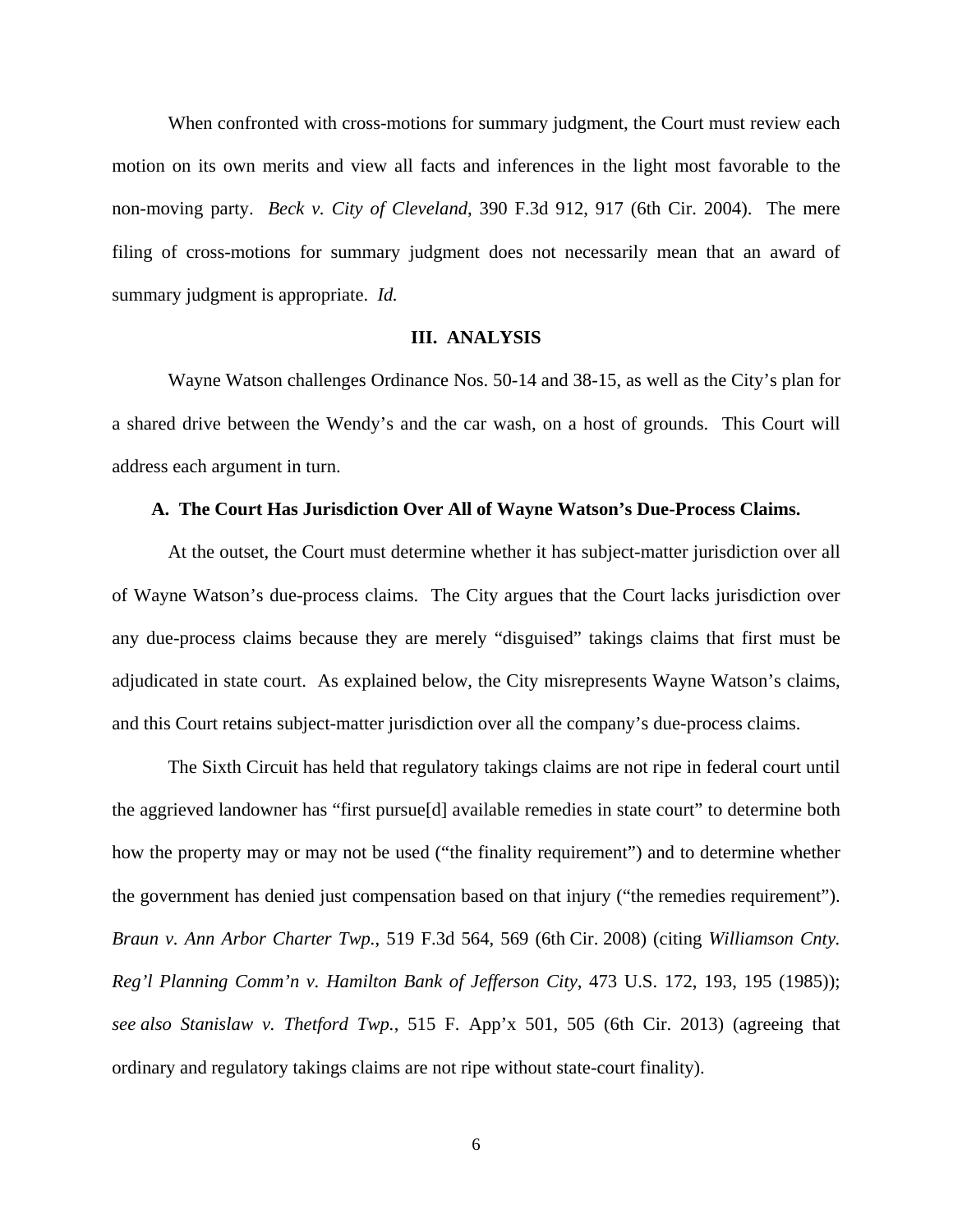When confronted with cross-motions for summary judgment, the Court must review each motion on its own merits and view all facts and inferences in the light most favorable to the non-moving party. *Beck v. City of Cleveland*, 390 F.3d 912, 917 (6th Cir. 2004). The mere filing of cross-motions for summary judgment does not necessarily mean that an award of summary judgment is appropriate. *Id.*

## III. ANALYSIS

Wayne Watson challenges Ordinance Nos. 50-14 and 38-15, as well as the City's plan for a shared drive between the Wendy's and the car wash, on a host of grounds. This Court will address each argument in turn.

### A. The Court Has Jurisdiction Over All of Wayne Watson's Due-Process Claims.

At the outset, the Court must determine whether it has subject-matter jurisdiction over all of Wayne Watson's due-process claims. The City argues that the Court lacks jurisdiction over any due-process claims because they are merely "disguised" takings claims that first must be adjudicated in state court. As explained below, the City misrepresents Wayne Watson's claims, and this Court retains subject-matter jurisdiction over all the company's due-process claims.

The Sixth Circuit has held that regulatory takings claims are not ripe in federal court until the aggrieved landowner has "first pursue[d] available remedies in state court" to determine both how the property may or may not be used ("the finality requirement") and to determine whether the government has denied just compensation based on that injury ("the remedies requirement"). *Braun v. Ann Arbor Charter Twp.*, 519 F.3d 564, 569 (6th Cir. 2008) (citing *Williamson Cnty. Reg'l Planning Comm'n v. Hamilton Bank of Jefferson City*, 473 U.S. 172, 193, 195 (1985)); *see also Stanislaw v. Thetford Twp.*, 515 F. App'x 501, 505 (6th Cir. 2013) (agreeing that ordinary and regulatory takings claims are not ripe without state-court finality).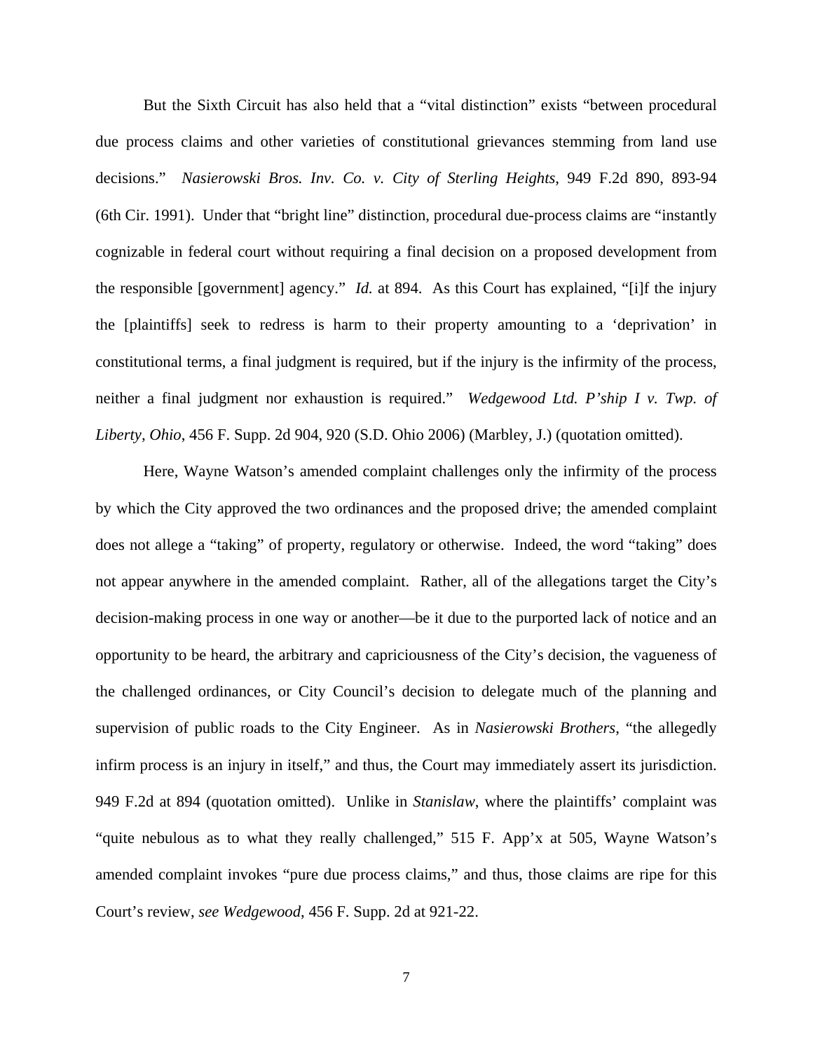But the Sixth Circuit has also held that a "vital distinction" exists "between procedural due process claims and other varieties of constitutional grievances stemming from land use decisions." *Nasierowski Bros. Inv. Co. v. City of Sterling Heights*, 949 F.2d 890, 893-94 (6th Cir. 1991). Under that "bright line" distinction, procedural due-process claims are "instantly cognizable in federal court without requiring a final decision on a proposed development from the responsible [government] agency." *Id.* at 894. As this Court has explained, "[i]f the injury the [plaintiffs] seek to redress is harm to their property amounting to a 'deprivation' in constitutional terms, a final judgment is required, but if the injury is the infirmity of the process, neither a final judgment nor exhaustion is required." *Wedgewood Ltd. P'ship I v. Twp. of Liberty, Ohio*, 456 F. Supp. 2d 904, 920 (S.D. Ohio 2006) (Marbley, J.) (quotation omitted).

Here, Wayne Watson's amended complaint challenges only the infirmity of the process by which the City approved the two ordinances and the proposed drive; the amended complaint does not allege a "taking" of property, regulatory or otherwise. Indeed, the word "taking" does not appear anywhere in the amended complaint. Rather, all of the allegations target the City's decision-making process in one way or another—be it due to the purported lack of notice and an opportunity to be heard, the arbitrary and capriciousness of the City's decision, the vagueness of the challenged ordinances, or City Council's decision to delegate much of the planning and supervision of public roads to the City Engineer. As in *Nasierowski Brothers*, "the allegedly infirm process is an injury in itself," and thus, the Court may immediately assert its jurisdiction. 949 F.2d at 894 (quotation omitted). Unlike in *Stanislaw*, where the plaintiffs' complaint was "quite nebulous as to what they really challenged," 515 F. App'x at 505, Wayne Watson's amended complaint invokes "pure due process claims," and thus, those claims are ripe for this Court's review, *see Wedgewood*, 456 F. Supp. 2d at 921-22.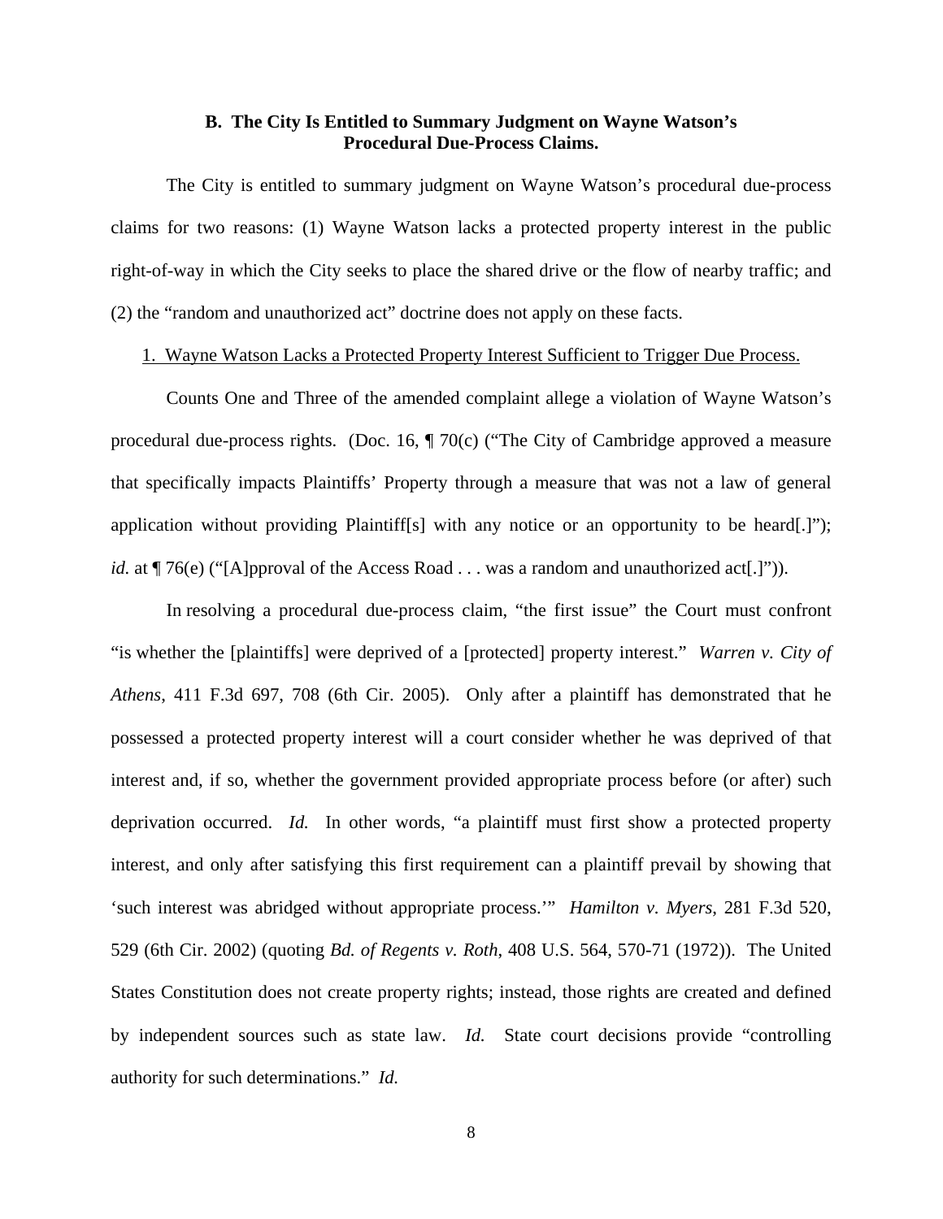### B. The City Is Entitled to Summary Judgment on Wayne Watson's Procedural Due-Process Claims.

The City is entitled to summary judgment on Wayne Watson's procedural due-process claims for two reasons: (1) Wayne Watson lacks a protected property interest in the public right-of-way in which the City seeks to place the shared drive or the flow of nearby traffic; and (2) the "random and unauthorized act" doctrine does not apply on these facts.

<u>1. Wayne Watson Lacks a Protected Property Interest Sufficient to Trigger Due Process.</u>

Counts One and Three of the amended complaint allege a violation of Wayne Watson's procedural due-process rights. (Doc. 16, ¶ 70(c) ("The City of Cambridge approved a measure that specifically impacts Plaintiffs' Property through a measure that was not a law of general application without providing Plaintiff[s] with any notice or an opportunity to be heard[.]"); *id.* at ¶ 76(e) ("[A]pproval of the Access Road . . . was a random and unauthorized act[.]")).

In resolving a procedural due-process claim, "the first issue" the Court must confront "is whether the [plaintiffs] were deprived of a [protected] property interest." *Warren v. City of Athens*, 411 F.3d 697, 708 (6th Cir. 2005). Only after a plaintiff has demonstrated that he possessed a protected property interest will a court consider whether he was deprived of that interest and, if so, whether the government provided appropriate process before (or after) such deprivation occurred. *Id.* In other words, "a plaintiff must first show a protected property interest, and only after satisfying this first requirement can a plaintiff prevail by showing that 'such interest was abridged without appropriate process.'" *Hamilton v. Myers*, 281 F.3d 520, 529 (6th Cir. 2002) (quoting *Bd. of Regents v. Roth*, 408 U.S. 564, 570-71 (1972)). The United States Constitution does not create property rights; instead, those rights are created and defined by independent sources such as state law. *Id.* State court decisions provide "controlling authority for such determinations." *Id.*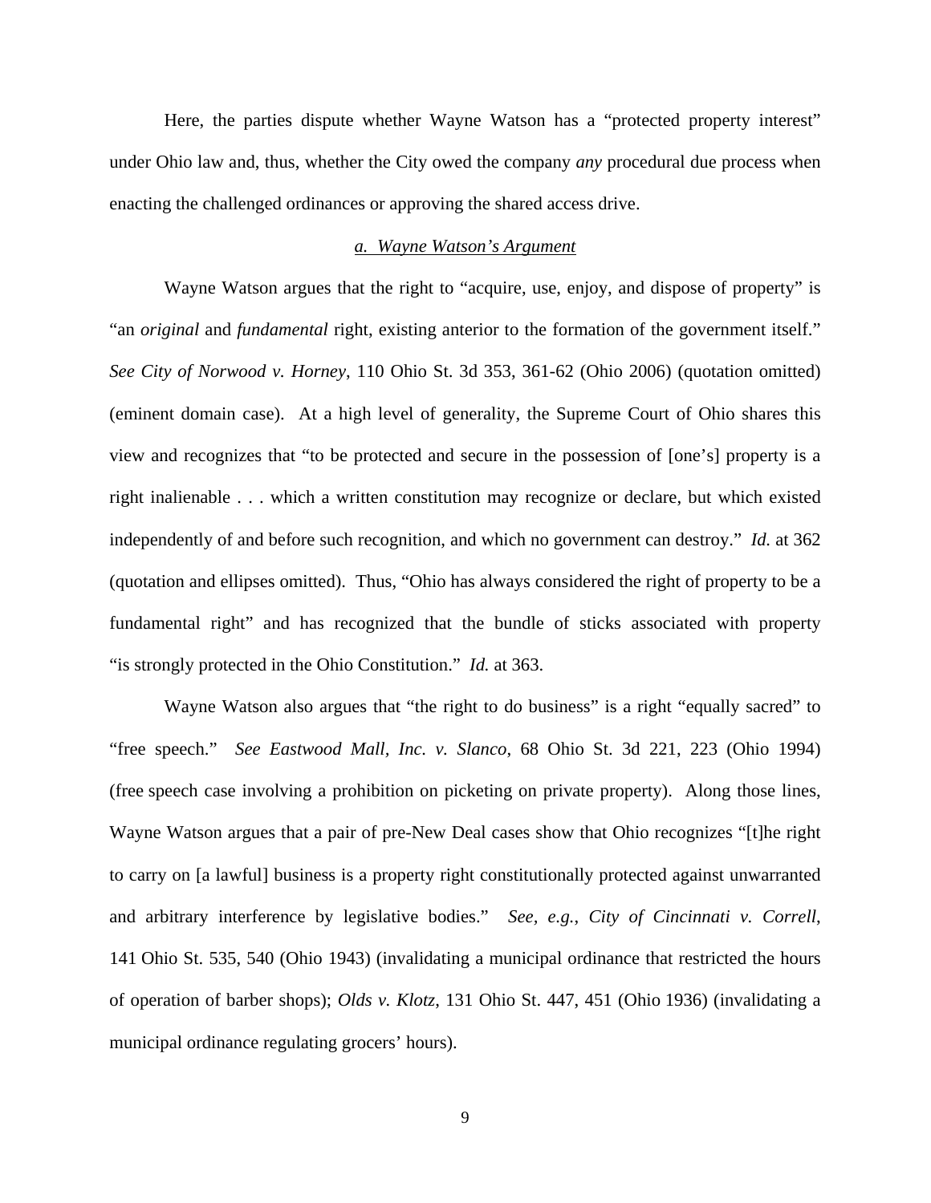Here, the parties dispute whether Wayne Watson has a "protected property interest" under Ohio law and, thus, whether the City owed the company *any* procedural due process when enacting the challenged ordinances or approving the shared access drive.

### *a. Wayne Watson's Argument*

Wayne Watson argues that the right to "acquire, use, enjoy, and dispose of property" is "an *original* and *fundamental* right, existing anterior to the formation of the government itself." *See City of Norwood v. Horney*, 110 Ohio St. 3d 353, 361-62 (Ohio 2006) (quotation omitted) (eminent domain case). At a high level of generality, the Supreme Court of Ohio shares this view and recognizes that "to be protected and secure in the possession of [one's] property is a right inalienable . . . which a written constitution may recognize or declare, but which existed independently of and before such recognition, and which no government can destroy." *Id.* at 362 (quotation and ellipses omitted). Thus, "Ohio has always considered the right of property to be a fundamental right" and has recognized that the bundle of sticks associated with property "is strongly protected in the Ohio Constitution." *Id.* at 363.

Wayne Watson also argues that "the right to do business" is a right "equally sacred" to "free speech." *See Eastwood Mall, Inc. v. Slanco*, 68 Ohio St. 3d 221, 223 (Ohio 1994) (free speech case involving a prohibition on picketing on private property). Along those lines, Wayne Watson argues that a pair of pre-New Deal cases show that Ohio recognizes "[t]he right to carry on [a lawful] business is a property right constitutionally protected against unwarranted and arbitrary interference by legislative bodies." *See, e.g.*, *City of Cincinnati v. Correll*, 141 Ohio St. 535, 540 (Ohio 1943) (invalidating a municipal ordinance that restricted the hours of operation of barber shops); *Olds v. Klotz*, 131 Ohio St. 447, 451 (Ohio 1936) (invalidating a municipal ordinance regulating grocers' hours).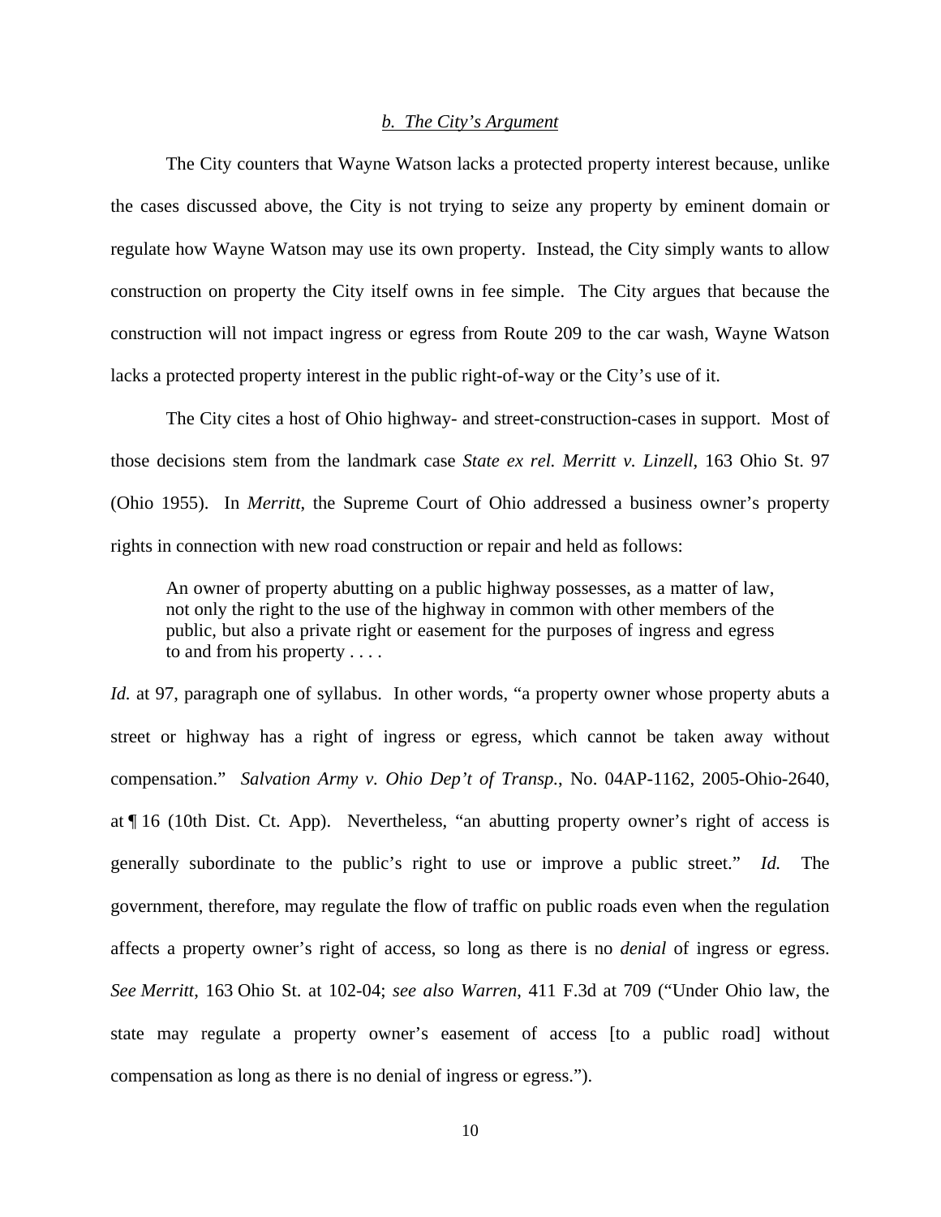### *b. The City's Argument*

The City counters that Wayne Watson lacks a protected property interest because, unlike the cases discussed above, the City is not trying to seize any property by eminent domain or regulate how Wayne Watson may use its own property. Instead, the City simply wants to allow construction on property the City itself owns in fee simple. The City argues that because the construction will not impact ingress or egress from Route 209 to the car wash, Wayne Watson lacks a protected property interest in the public right-of-way or the City's use of it.

The City cites a host of Ohio highway- and street-construction-cases in support. Most of those decisions stem from the landmark case *State ex rel. Merritt v. Linzell*, 163 Ohio St. 97 (Ohio 1955). In *Merritt*, the Supreme Court of Ohio addressed a business owner's property rights in connection with new road construction or repair and held as follows:

> An owner of property abutting on a public highway possesses, as a matter of law, not only the right to the use of the highway in common with other members of the public, but also a private right or easement for the purposes of ingress and egress to and from his property . . . .

*Id.* at 97, paragraph one of syllabus. In other words, "a property owner whose property abuts a street or highway has a right of ingress or egress, which cannot be taken away without compensation." *Salvation Army v. Ohio Dep't of Transp.*, No. 04AP-1162, 2005-Ohio-2640, at ¶ 16 (10th Dist. Ct. App). Nevertheless, "an abutting property owner's right of access is generally subordinate to the public's right to use or improve a public street." *Id.* The government, therefore, may regulate the flow of traffic on public roads even when the regulation affects a property owner's right of access, so long as there is no *denial* of ingress or egress. *See Merritt*, 163 Ohio St. at 102-04; *see also Warren*, 411 F.3d at 709 ("Under Ohio law, the state may regulate a property owner's easement of access [to a public road] without compensation as long as there is no denial of ingress or egress.").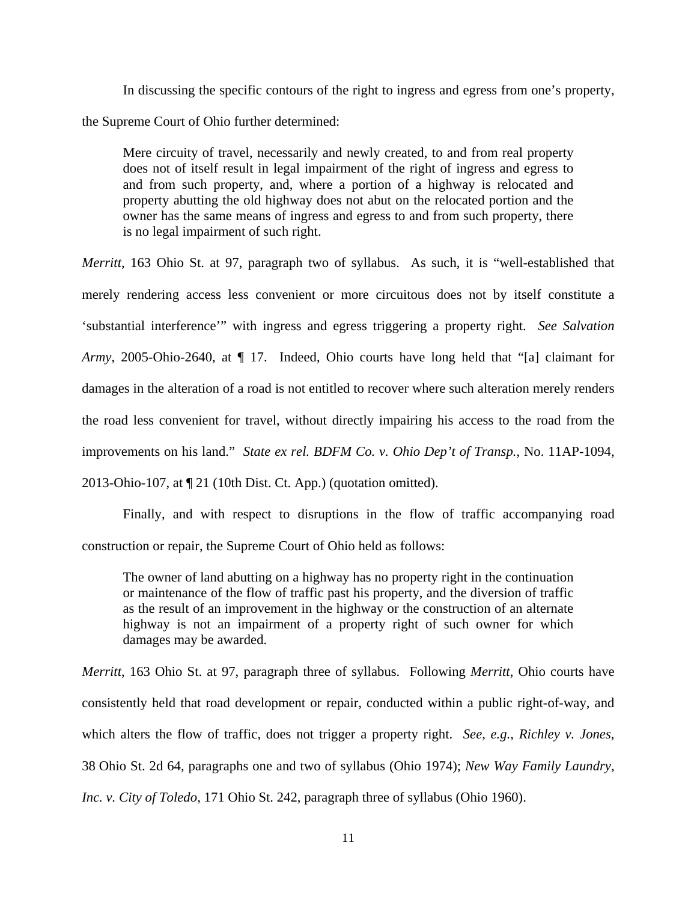In discussing the specific contours of the right to ingress and egress from one's property, the Supreme Court of Ohio further determined:

> Mere circuity of travel, necessarily and newly created, to and from real property does not of itself result in legal impairment of the right of ingress and egress to and from such property, and, where a portion of a highway is relocated and property abutting the old highway does not abut on the relocated portion and the owner has the same means of ingress and egress to and from such property, there is no legal impairment of such right.

*Merritt*, 163 Ohio St. at 97, paragraph two of syllabus. As such, it is "well-established that merely rendering access less convenient or more circuitous does not by itself constitute a 'substantial interference'" with ingress and egress triggering a property right. *See Salvation Army*, 2005-Ohio-2640, at ¶ 17. Indeed, Ohio courts have long held that "[a] claimant for damages in the alteration of a road is not entitled to recover where such alteration merely renders the road less convenient for travel, without directly impairing his access to the road from the improvements on his land." *State ex rel. BDFM Co. v. Ohio Dep't of Transp.*, No. 11AP-1094, 2013-Ohio-107, at ¶ 21 (10th Dist. Ct. App.) (quotation omitted).

Finally, and with respect to disruptions in the flow of traffic accompanying road construction or repair, the Supreme Court of Ohio held as follows:

> The owner of land abutting on a highway has no property right in the continuation or maintenance of the flow of traffic past his property, and the diversion of traffic as the result of an improvement in the highway or the construction of an alternate highway is not an impairment of a property right of such owner for which damages may be awarded.

*Merritt*, 163 Ohio St. at 97, paragraph three of syllabus. Following *Merritt*, Ohio courts have consistently held that road development or repair, conducted within a public right-of-way, and which alters the flow of traffic, does not trigger a property right. *See, e.g.*, *Richley v. Jones*, 38 Ohio St. 2d 64, paragraphs one and two of syllabus (Ohio 1974); *New Way Family Laundry, Inc. v. City of Toledo*, 171 Ohio St. 242, paragraph three of syllabus (Ohio 1960).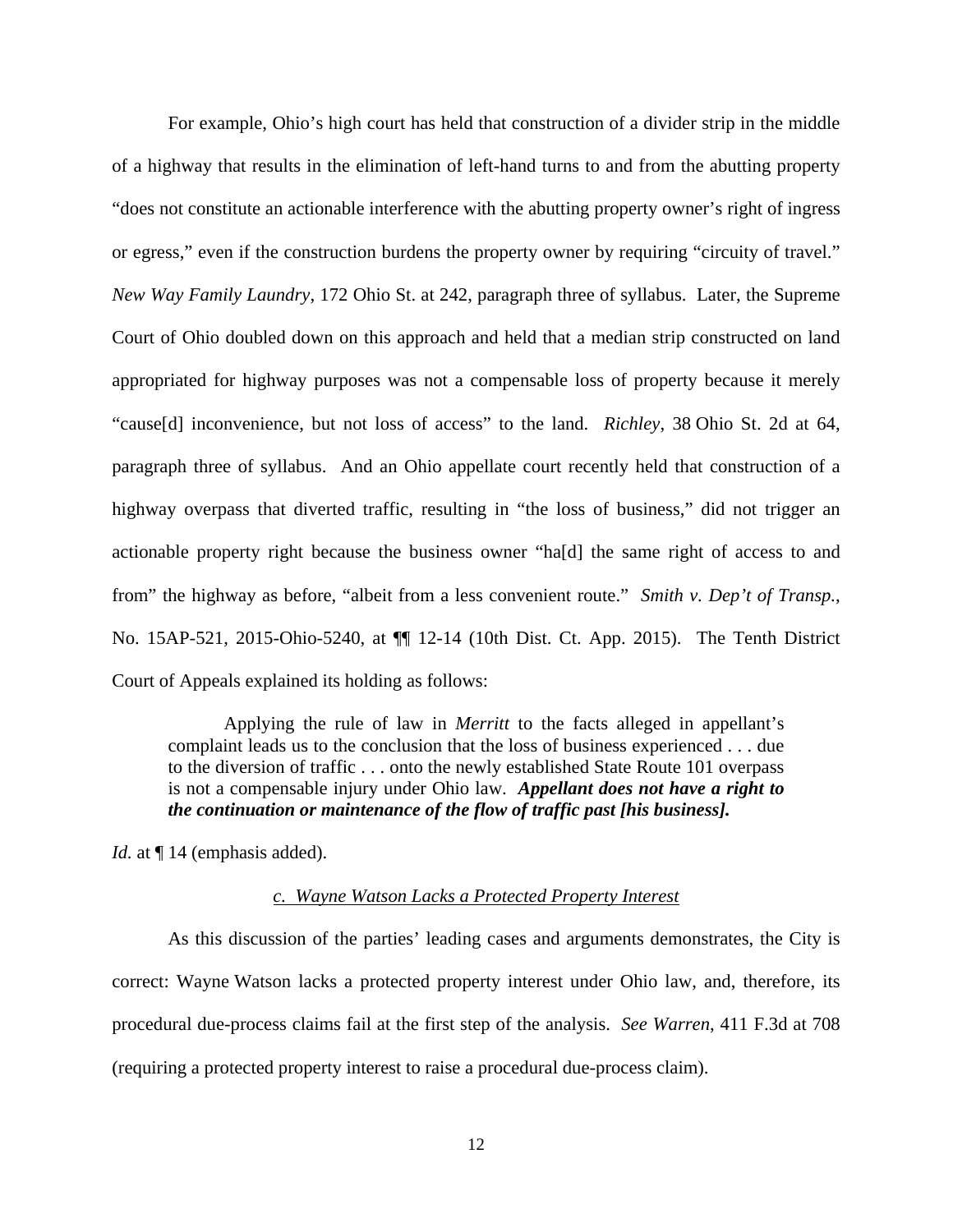For example, Ohio's high court has held that construction of a divider strip in the middle of a highway that results in the elimination of left-hand turns to and from the abutting property "does not constitute an actionable interference with the abutting property owner's right of ingress or egress," even if the construction burdens the property owner by requiring "circuity of travel." *New Way Family Laundry*, 172 Ohio St. at 242, paragraph three of syllabus. Later, the Supreme Court of Ohio doubled down on this approach and held that a median strip constructed on land appropriated for highway purposes was not a compensable loss of property because it merely "cause[d] inconvenience, but not loss of access" to the land. *Richley*, 38 Ohio St. 2d at 64, paragraph three of syllabus. And an Ohio appellate court recently held that construction of a highway overpass that diverted traffic, resulting in "the loss of business," did not trigger an actionable property right because the business owner "ha[d] the same right of access to and from" the highway as before, "albeit from a less convenient route." *Smith v. Dep't of Transp.*, No. 15AP-521, 2015-Ohio-5240, at ¶¶ 12-14 (10th Dist. Ct. App. 2015). The Tenth District Court of Appeals explained its holding as follows:

> Applying the rule of law in *Merritt* to the facts alleged in appellant's complaint leads us to the conclusion that the loss of business experienced . . . due to the diversion of traffic . . . onto the newly established State Route 101 overpass is not a compensable injury under Ohio law. ***Appellant does not have a right to the continuation or maintenance of the flow of traffic past [his business].***

*Id.* at ¶ 14 (emphasis added).

<u>*c. Wayne Watson Lacks a Protected Property Interest*</u>

As this discussion of the parties' leading cases and arguments demonstrates, the City is correct: Wayne Watson lacks a protected property interest under Ohio law, and, therefore, its procedural due-process claims fail at the first step of the analysis. *See Warren*, 411 F.3d at 708 (requiring a protected property interest to raise a procedural due-process claim).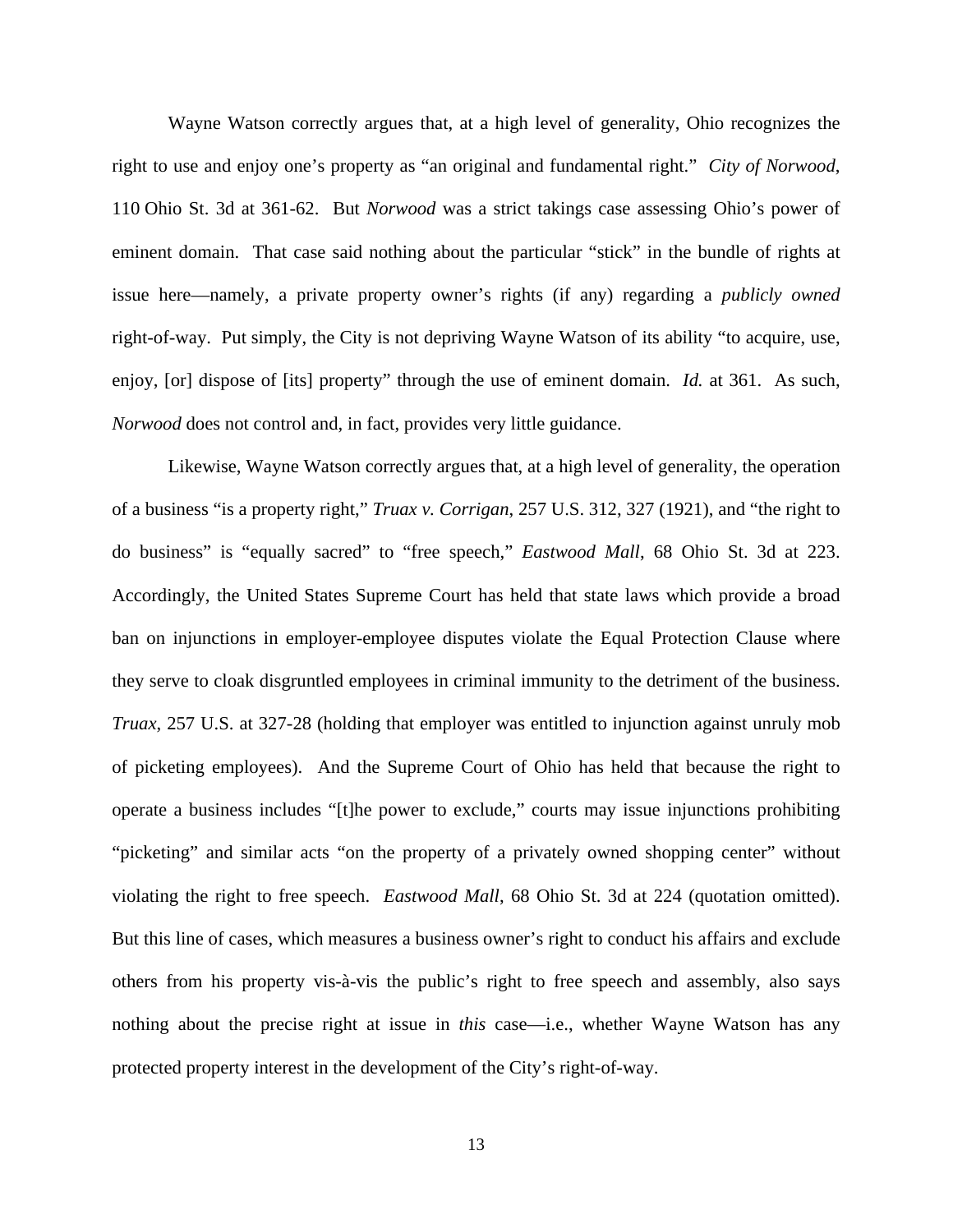Wayne Watson correctly argues that, at a high level of generality, Ohio recognizes the right to use and enjoy one's property as "an original and fundamental right." *City of Norwood*, 110 Ohio St. 3d at 361-62. But *Norwood* was a strict takings case assessing Ohio's power of eminent domain. That case said nothing about the particular "stick" in the bundle of rights at issue here—namely, a private property owner's rights (if any) regarding a *publicly owned* right-of-way. Put simply, the City is not depriving Wayne Watson of its ability "to acquire, use, enjoy, [or] dispose of [its] property" through the use of eminent domain. *Id.* at 361. As such, *Norwood* does not control and, in fact, provides very little guidance.

Likewise, Wayne Watson correctly argues that, at a high level of generality, the operation of a business "is a property right," *Truax v. Corrigan*, 257 U.S. 312, 327 (1921), and "the right to do business" is "equally sacred" to "free speech," *Eastwood Mall*, 68 Ohio St. 3d at 223. Accordingly, the United States Supreme Court has held that state laws which provide a broad ban on injunctions in employer-employee disputes violate the Equal Protection Clause where they serve to cloak disgruntled employees in criminal immunity to the detriment of the business. *Truax*, 257 U.S. at 327-28 (holding that employer was entitled to injunction against unruly mob of picketing employees). And the Supreme Court of Ohio has held that because the right to operate a business includes "[t]he power to exclude," courts may issue injunctions prohibiting "picketing" and similar acts "on the property of a privately owned shopping center" without violating the right to free speech. *Eastwood Mall*, 68 Ohio St. 3d at 224 (quotation omitted). But this line of cases, which measures a business owner's right to conduct his affairs and exclude others from his property vis-à-vis the public's right to free speech and assembly, also says nothing about the precise right at issue in *this* case—i.e., whether Wayne Watson has any protected property interest in the development of the City's right-of-way.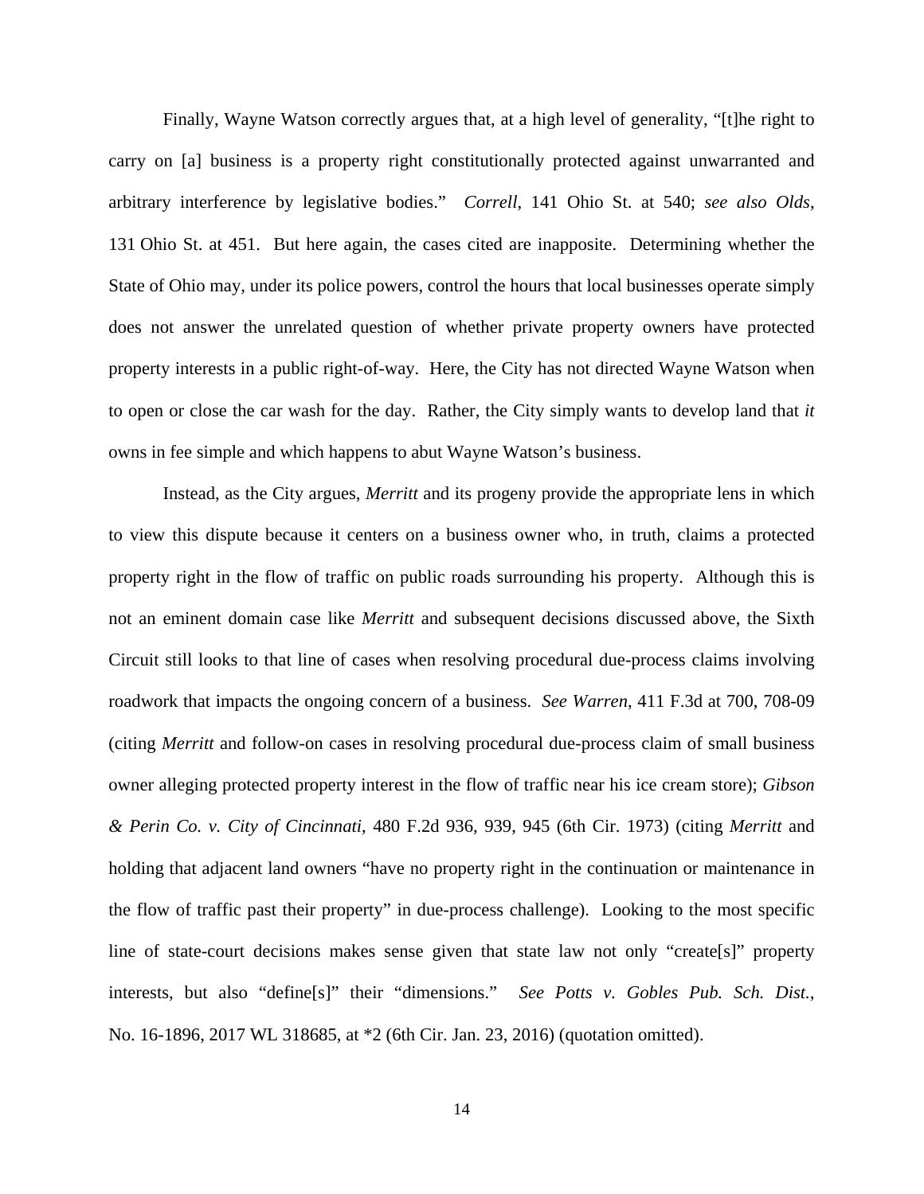Finally, Wayne Watson correctly argues that, at a high level of generality, "[t]he right to carry on [a] business is a property right constitutionally protected against unwarranted and arbitrary interference by legislative bodies." *Correll*, 141 Ohio St. at 540; *see also Olds*, 131 Ohio St. at 451. But here again, the cases cited are inapposite. Determining whether the State of Ohio may, under its police powers, control the hours that local businesses operate simply does not answer the unrelated question of whether private property owners have protected property interests in a public right-of-way. Here, the City has not directed Wayne Watson when to open or close the car wash for the day. Rather, the City simply wants to develop land that *it* owns in fee simple and which happens to abut Wayne Watson's business.

Instead, as the City argues, *Merritt* and its progeny provide the appropriate lens in which to view this dispute because it centers on a business owner who, in truth, claims a protected property right in the flow of traffic on public roads surrounding his property. Although this is not an eminent domain case like *Merritt* and subsequent decisions discussed above, the Sixth Circuit still looks to that line of cases when resolving procedural due-process claims involving roadwork that impacts the ongoing concern of a business. *See Warren*, 411 F.3d at 700, 708-09 (citing *Merritt* and follow-on cases in resolving procedural due-process claim of small business owner alleging protected property interest in the flow of traffic near his ice cream store); *Gibson & Perin Co. v. City of Cincinnati*, 480 F.2d 936, 939, 945 (6th Cir. 1973) (citing *Merritt* and holding that adjacent land owners "have no property right in the continuation or maintenance in the flow of traffic past their property" in due-process challenge). Looking to the most specific line of state-court decisions makes sense given that state law not only "create[s]" property interests, but also "define[s]" their "dimensions." *See Potts v. Gobles Pub. Sch. Dist.*, No. 16-1896, 2017 WL 318685, at *2 (6th Cir. Jan. 23, 2016) (quotation omitted).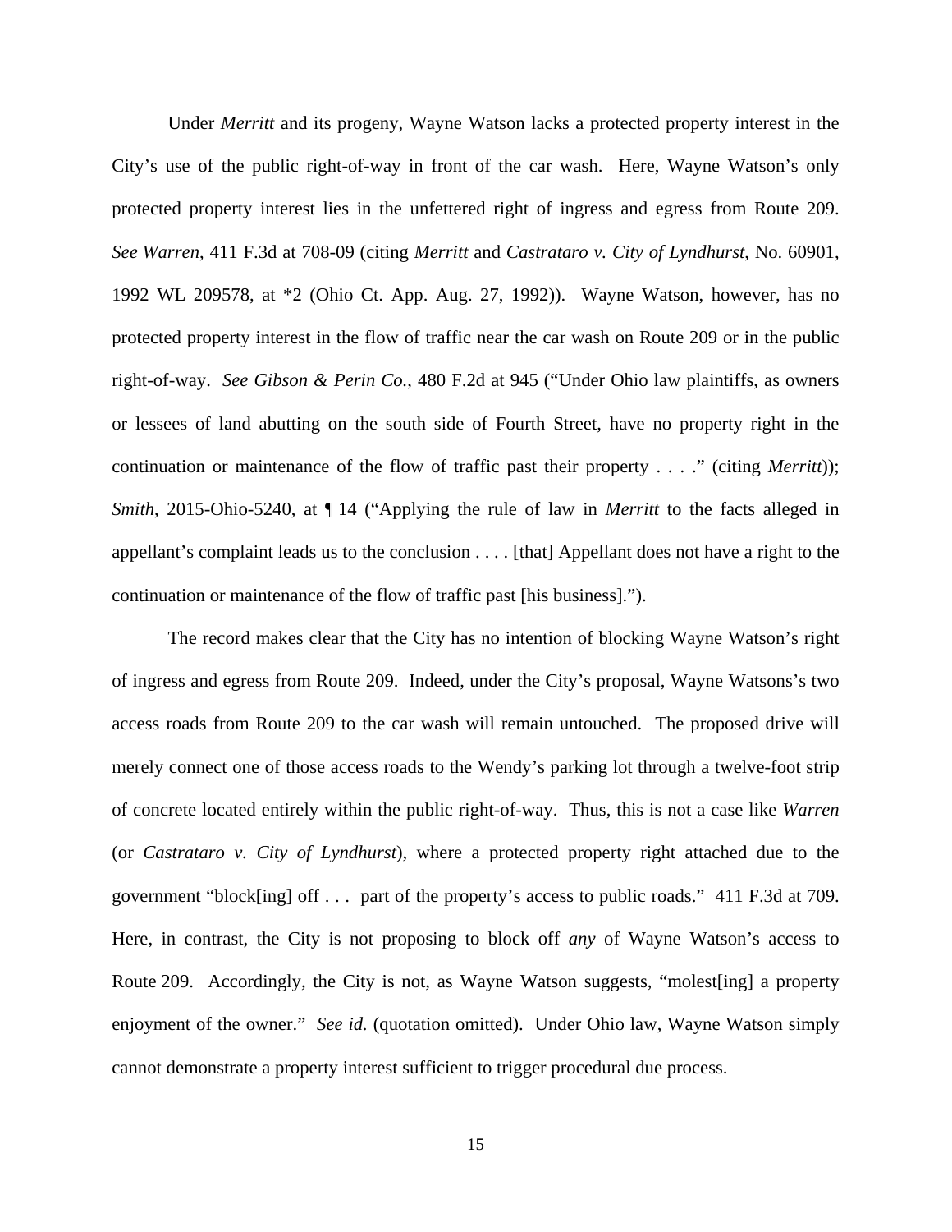Under *Merritt* and its progeny, Wayne Watson lacks a protected property interest in the City's use of the public right-of-way in front of the car wash. Here, Wayne Watson's only protected property interest lies in the unfettered right of ingress and egress from Route 209. *See Warren*, 411 F.3d at 708-09 (citing *Merritt* and *Castrataro v. City of Lyndhurst*, No. 60901, 1992 WL 209578, at *2 (Ohio Ct. App. Aug. 27, 1992)). Wayne Watson, however, has no protected property interest in the flow of traffic near the car wash on Route 209 or in the public right-of-way. *See Gibson & Perin Co.*, 480 F.2d at 945 ("Under Ohio law plaintiffs, as owners or lessees of land abutting on the south side of Fourth Street, have no property right in the continuation or maintenance of the flow of traffic past their property . . . ." (citing *Merritt*)); *Smith*, 2015-Ohio-5240, at ¶ 14 ("Applying the rule of law in *Merritt* to the facts alleged in appellant's complaint leads us to the conclusion . . . . [that] Appellant does not have a right to the continuation or maintenance of the flow of traffic past [his business].").

The record makes clear that the City has no intention of blocking Wayne Watson's right of ingress and egress from Route 209. Indeed, under the City's proposal, Wayne Watsons's two access roads from Route 209 to the car wash will remain untouched. The proposed drive will merely connect one of those access roads to the Wendy's parking lot through a twelve-foot strip of concrete located entirely within the public right-of-way. Thus, this is not a case like *Warren* (or *Castrataro v. City of Lyndhurst*), where a protected property right attached due to the government "block[ing] off . . . part of the property's access to public roads." 411 F.3d at 709. Here, in contrast, the City is not proposing to block off *any* of Wayne Watson's access to Route 209. Accordingly, the City is not, as Wayne Watson suggests, "molest[ing] a property enjoyment of the owner." *See id.* (quotation omitted). Under Ohio law, Wayne Watson simply cannot demonstrate a property interest sufficient to trigger procedural due process.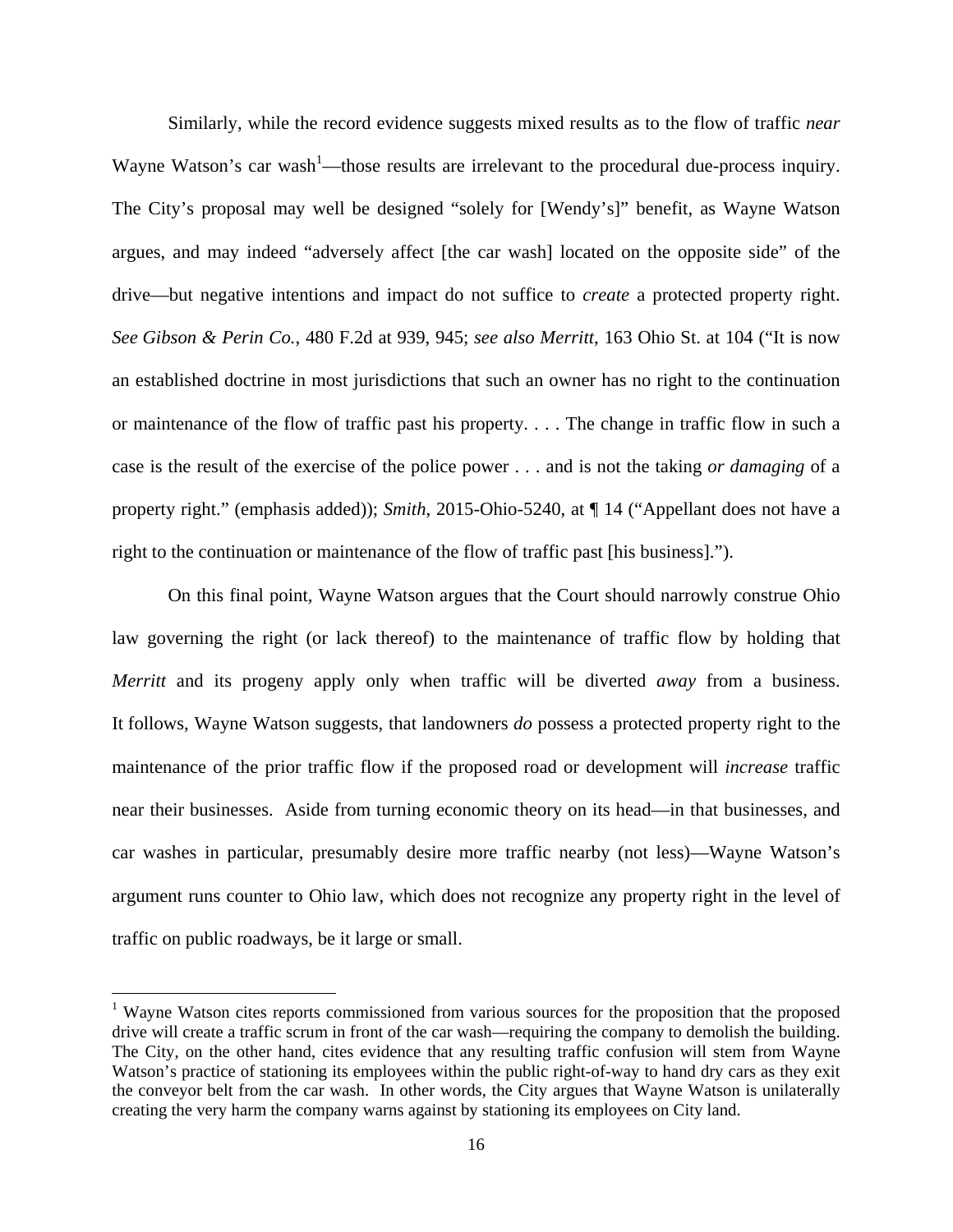Similarly, while the record evidence suggests mixed results as to the flow of traffic *near* Wayne Watson's car wash[1]—those results are irrelevant to the procedural due-process inquiry. The City's proposal may well be designed "solely for [Wendy's]" benefit, as Wayne Watson argues, and may indeed "adversely affect [the car wash] located on the opposite side" of the drive—but negative intentions and impact do not suffice to *create* a protected property right. *See Gibson & Perin Co.*, 480 F.2d at 939, 945; *see also Merritt*, 163 Ohio St. at 104 ("It is now an established doctrine in most jurisdictions that such an owner has no right to the continuation or maintenance of the flow of traffic past his property. . . . The change in traffic flow in such a case is the result of the exercise of the police power . . . and is not the taking *or damaging* of a property right." (emphasis added)); *Smith*, 2015-Ohio-5240, at ¶ 14 ("Appellant does not have a right to the continuation or maintenance of the flow of traffic past [his business].").

On this final point, Wayne Watson argues that the Court should narrowly construe Ohio law governing the right (or lack thereof) to the maintenance of traffic flow by holding that *Merritt* and its progeny apply only when traffic will be diverted *away* from a business. It follows, Wayne Watson suggests, that landowners *do* possess a protected property right to the maintenance of the prior traffic flow if the proposed road or development will *increase* traffic near their businesses. Aside from turning economic theory on its head—in that businesses, and car washes in particular, presumably desire more traffic nearby (not less)—Wayne Watson's argument runs counter to Ohio law, which does not recognize any property right in the level of traffic on public roadways, be it large or small.

---

[1] Wayne Watson cites reports commissioned from various sources for the proposition that the proposed drive will create a traffic scrum in front of the car wash—requiring the company to demolish the building. The City, on the other hand, cites evidence that any resulting traffic confusion will stem from Wayne Watson's practice of stationing its employees within the public right-of-way to hand dry cars as they exit the conveyor belt from the car wash. In other words, the City argues that Wayne Watson is unilaterally creating the very harm the company warns against by stationing its employees on City land.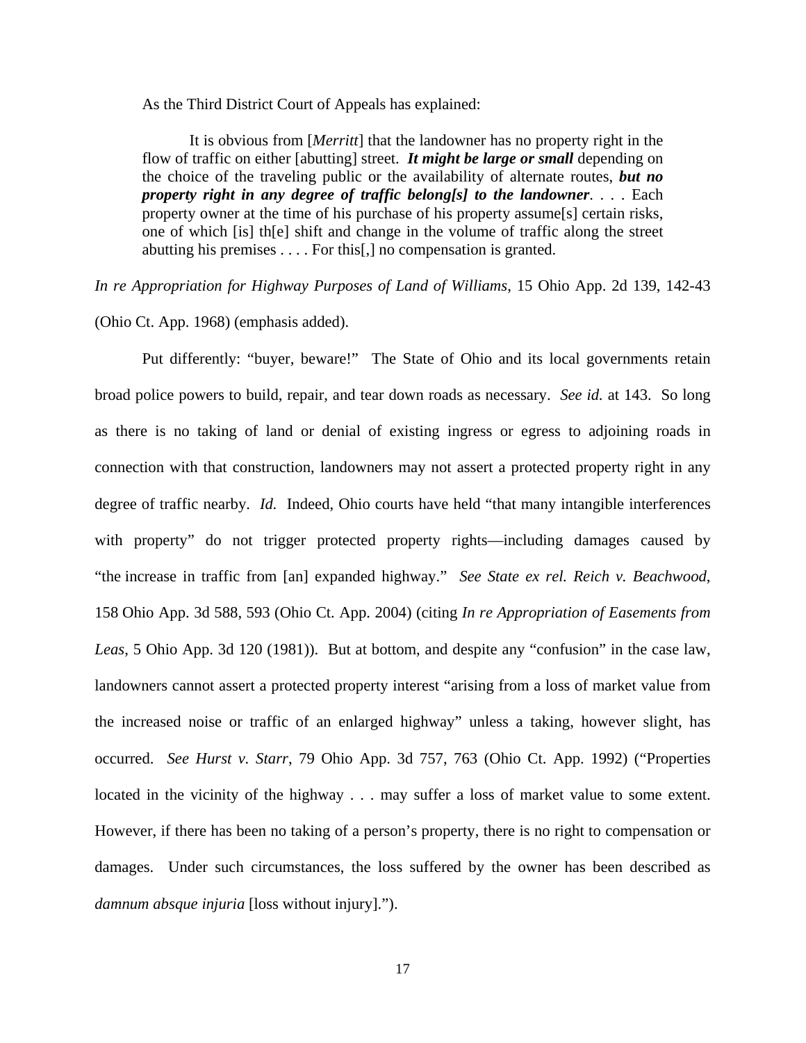As the Third District Court of Appeals has explained:

> It is obvious from [*Merritt*] that the landowner has no property right in the flow of traffic on either [abutting] street. ***It might be large or small*** depending on the choice of the traveling public or the availability of alternate routes, ***but no property right in any degree of traffic belong[s] to the landowner***. . . . Each property owner at the time of his purchase of his property assume[s] certain risks, one of which [is] th[e] shift and change in the volume of traffic along the street abutting his premises . . . . For this[,] no compensation is granted.

*In re Appropriation for Highway Purposes of Land of Williams*, 15 Ohio App. 2d 139, 142-43 (Ohio Ct. App. 1968) (emphasis added).

Put differently: "buyer, beware!" The State of Ohio and its local governments retain broad police powers to build, repair, and tear down roads as necessary. *See id.* at 143. So long as there is no taking of land or denial of existing ingress or egress to adjoining roads in connection with that construction, landowners may not assert a protected property right in any degree of traffic nearby. *Id.* Indeed, Ohio courts have held "that many intangible interferences with property" do not trigger protected property rights—including damages caused by "the increase in traffic from [an] expanded highway." *See State ex rel. Reich v. Beachwood*, 158 Ohio App. 3d 588, 593 (Ohio Ct. App. 2004) (citing *In re Appropriation of Easements from Leas*, 5 Ohio App. 3d 120 (1981)). But at bottom, and despite any "confusion" in the case law, landowners cannot assert a protected property interest "arising from a loss of market value from the increased noise or traffic of an enlarged highway" unless a taking, however slight, has occurred. *See Hurst v. Starr*, 79 Ohio App. 3d 757, 763 (Ohio Ct. App. 1992) ("Properties located in the vicinity of the highway . . . may suffer a loss of market value to some extent. However, if there has been no taking of a person's property, there is no right to compensation or damages. Under such circumstances, the loss suffered by the owner has been described as *damnum absque injuria* [loss without injury].").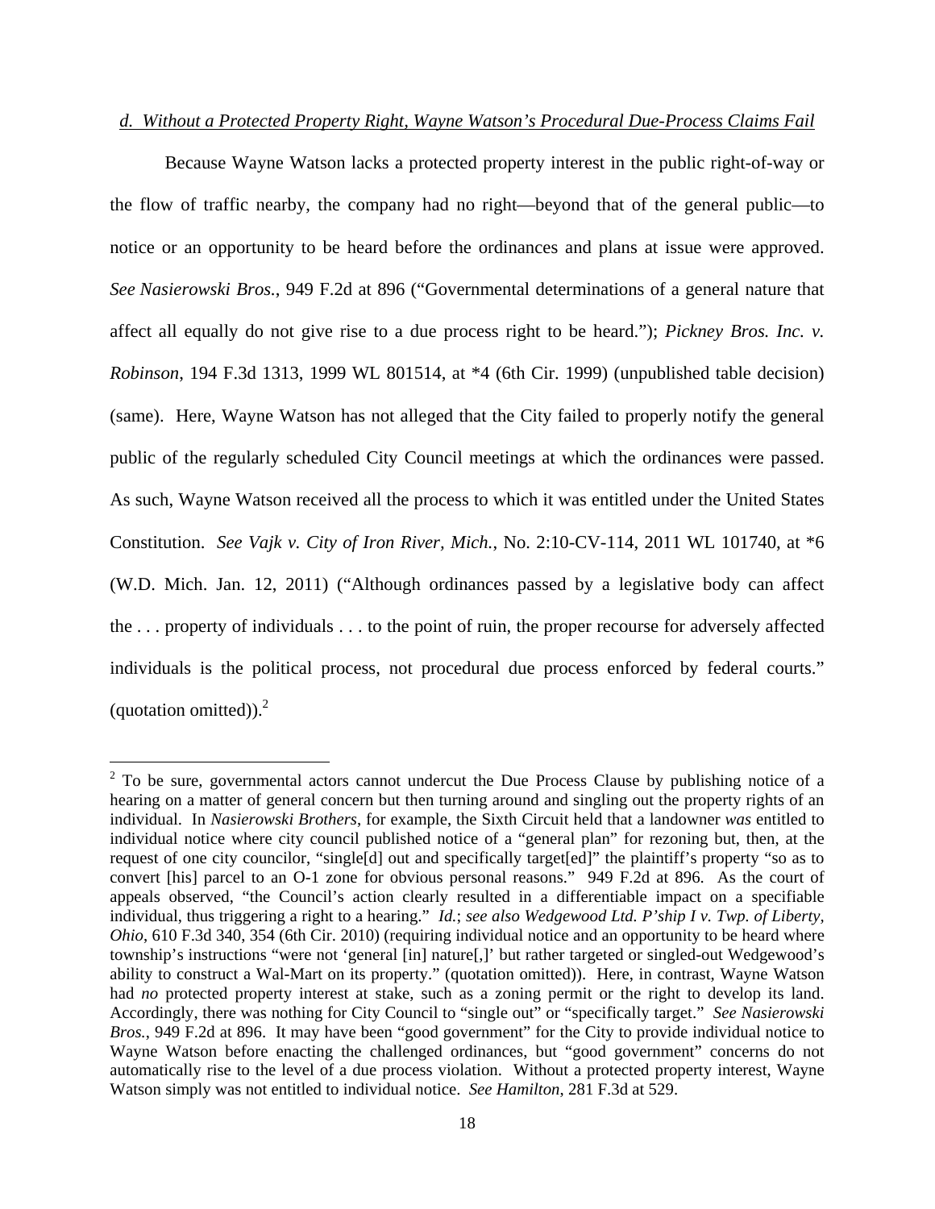*d. Without a Protected Property Right, Wayne Watson's Procedural Due-Process Claims Fail*

Because Wayne Watson lacks a protected property interest in the public right-of-way or the flow of traffic nearby, the company had no right—beyond that of the general public—to notice or an opportunity to be heard before the ordinances and plans at issue were approved. *See Nasierowski Bros.*, 949 F.2d at 896 ("Governmental determinations of a general nature that affect all equally do not give rise to a due process right to be heard."); *Pickney Bros. Inc. v. Robinson*, 194 F.3d 1313, 1999 WL 801514, at *4 (6th Cir. 1999) (unpublished table decision) (same). Here, Wayne Watson has not alleged that the City failed to properly notify the general public of the regularly scheduled City Council meetings at which the ordinances were passed. As such, Wayne Watson received all the process to which it was entitled under the United States Constitution. *See Vajk v. City of Iron River, Mich.*, No. 2:10-CV-114, 2011 WL 101740, at *6 (W.D. Mich. Jan. 12, 2011) ("Although ordinances passed by a legislative body can affect the . . . property of individuals . . . to the point of ruin, the proper recourse for adversely affected individuals is the political process, not procedural due process enforced by federal courts." (quotation omitted)).[2]

---

[2] To be sure, governmental actors cannot undercut the Due Process Clause by publishing notice of a hearing on a matter of general concern but then turning around and singling out the property rights of an individual. In *Nasierowski Brothers*, for example, the Sixth Circuit held that a landowner *was* entitled to individual notice where city council published notice of a "general plan" for rezoning but, then, at the request of one city councilor, "single[d] out and specifically target[ed]" the plaintiff's property "so as to convert [his] parcel to an O-1 zone for obvious personal reasons." 949 F.2d at 896. As the court of appeals observed, "the Council's action clearly resulted in a differentiable impact on a specifiable individual, thus triggering a right to a hearing." *Id.*; *see also Wedgewood Ltd. P'ship I v. Twp. of Liberty, Ohio*, 610 F.3d 340, 354 (6th Cir. 2010) (requiring individual notice and an opportunity to be heard where township's instructions "were not 'general [in] nature[,]' but rather targeted or singled-out Wedgewood's ability to construct a Wal-Mart on its property." (quotation omitted)). Here, in contrast, Wayne Watson had *no* protected property interest at stake, such as a zoning permit or the right to develop its land. Accordingly, there was nothing for City Council to "single out" or "specifically target." *See Nasierowski Bros.*, 949 F.2d at 896. It may have been "good government" for the City to provide individual notice to Wayne Watson before enacting the challenged ordinances, but "good government" concerns do not automatically rise to the level of a due process violation. Without a protected property interest, Wayne Watson simply was not entitled to individual notice. *See Hamilton*, 281 F.3d at 529.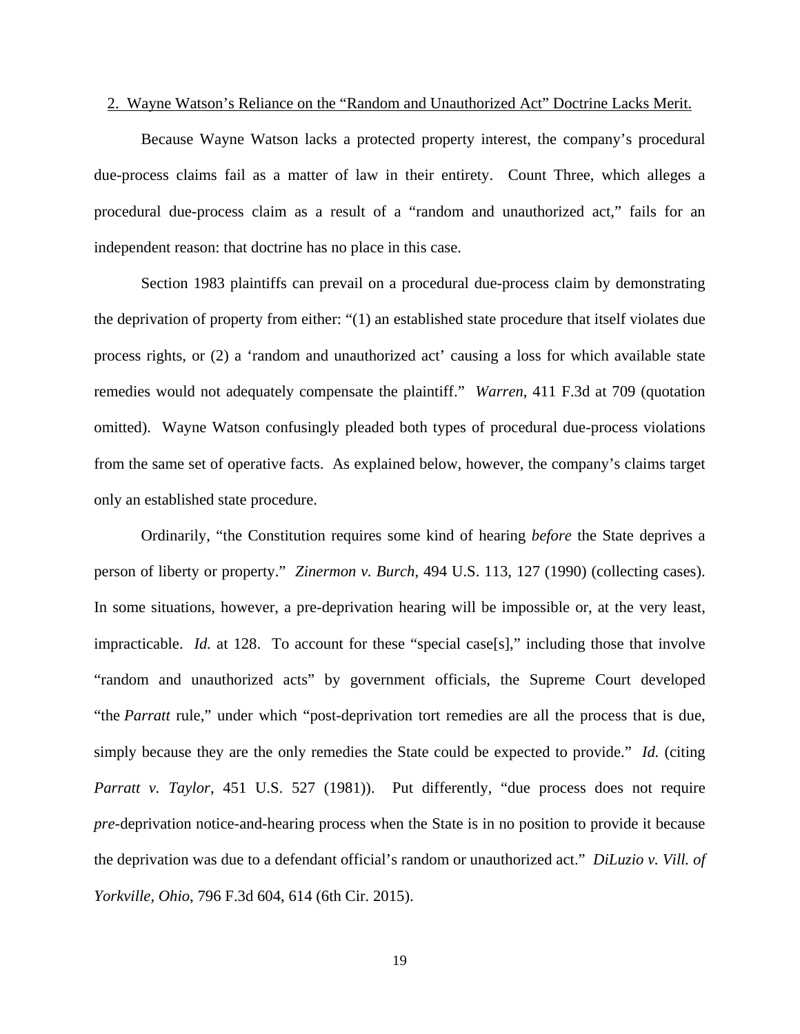2. Wayne Watson's Reliance on the "Random and Unauthorized Act" Doctrine Lacks Merit.

Because Wayne Watson lacks a protected property interest, the company's procedural due-process claims fail as a matter of law in their entirety. Count Three, which alleges a procedural due-process claim as a result of a "random and unauthorized act," fails for an independent reason: that doctrine has no place in this case.

Section 1983 plaintiffs can prevail on a procedural due-process claim by demonstrating the deprivation of property from either: "(1) an established state procedure that itself violates due process rights, or (2) a 'random and unauthorized act' causing a loss for which available state remedies would not adequately compensate the plaintiff." *Warren*, 411 F.3d at 709 (quotation omitted). Wayne Watson confusingly pleaded both types of procedural due-process violations from the same set of operative facts. As explained below, however, the company's claims target only an established state procedure.

Ordinarily, "the Constitution requires some kind of hearing *before* the State deprives a person of liberty or property." *Zinermon v. Burch*, 494 U.S. 113, 127 (1990) (collecting cases). In some situations, however, a pre-deprivation hearing will be impossible or, at the very least, impracticable. *Id.* at 128. To account for these "special case[s]," including those that involve "random and unauthorized acts" by government officials, the Supreme Court developed "the *Parratt* rule," under which "post-deprivation tort remedies are all the process that is due, simply because they are the only remedies the State could be expected to provide." *Id.* (citing *Parratt v. Taylor*, 451 U.S. 527 (1981)). Put differently, "due process does not require *pre*-deprivation notice-and-hearing process when the State is in no position to provide it because the deprivation was due to a defendant official's random or unauthorized act." *DiLuzio v. Vill. of Yorkville, Ohio*, 796 F.3d 604, 614 (6th Cir. 2015).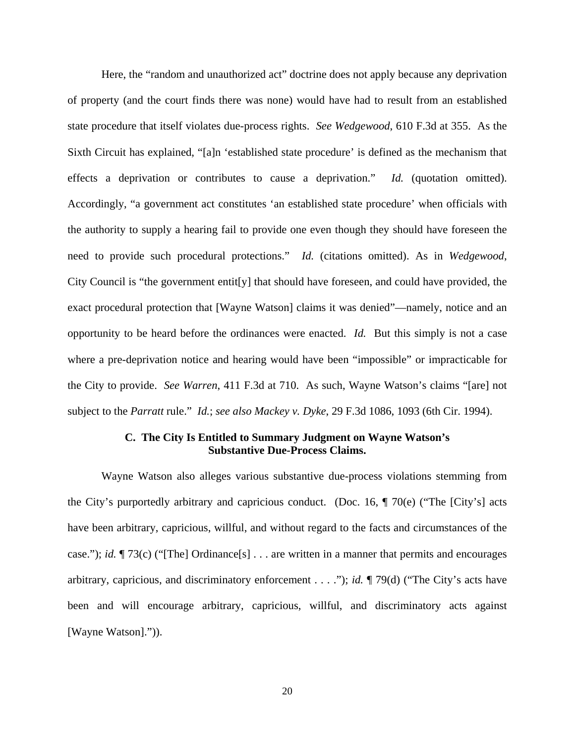Here, the "random and unauthorized act" doctrine does not apply because any deprivation of property (and the court finds there was none) would have had to result from an established state procedure that itself violates due-process rights. *See Wedgewood*, 610 F.3d at 355. As the Sixth Circuit has explained, "[a]n 'established state procedure' is defined as the mechanism that effects a deprivation or contributes to cause a deprivation." *Id.* (quotation omitted). Accordingly, "a government act constitutes 'an established state procedure' when officials with the authority to supply a hearing fail to provide one even though they should have foreseen the need to provide such procedural protections." *Id.* (citations omitted). As in *Wedgewood*, City Council is "the government entit[y] that should have foreseen, and could have provided, the exact procedural protection that [Wayne Watson] claims it was denied"—namely, notice and an opportunity to be heard before the ordinances were enacted. *Id.* But this simply is not a case where a pre-deprivation notice and hearing would have been "impossible" or impracticable for the City to provide. *See Warren*, 411 F.3d at 710. As such, Wayne Watson's claims "[are] not subject to the *Parratt* rule." *Id.*; *see also Mackey v. Dyke*, 29 F.3d 1086, 1093 (6th Cir. 1994).

### C. The City Is Entitled to Summary Judgment on Wayne Watson's Substantive Due-Process Claims.

Wayne Watson also alleges various substantive due-process violations stemming from the City's purportedly arbitrary and capricious conduct. (Doc. 16, ¶ 70(e) ("The [City's] acts have been arbitrary, capricious, willful, and without regard to the facts and circumstances of the case."); *id.* ¶ 73(c) ("[The] Ordinance[s] . . . are written in a manner that permits and encourages arbitrary, capricious, and discriminatory enforcement . . . ."); *id.* ¶ 79(d) ("The City's acts have been and will encourage arbitrary, capricious, willful, and discriminatory acts against [Wayne Watson].")).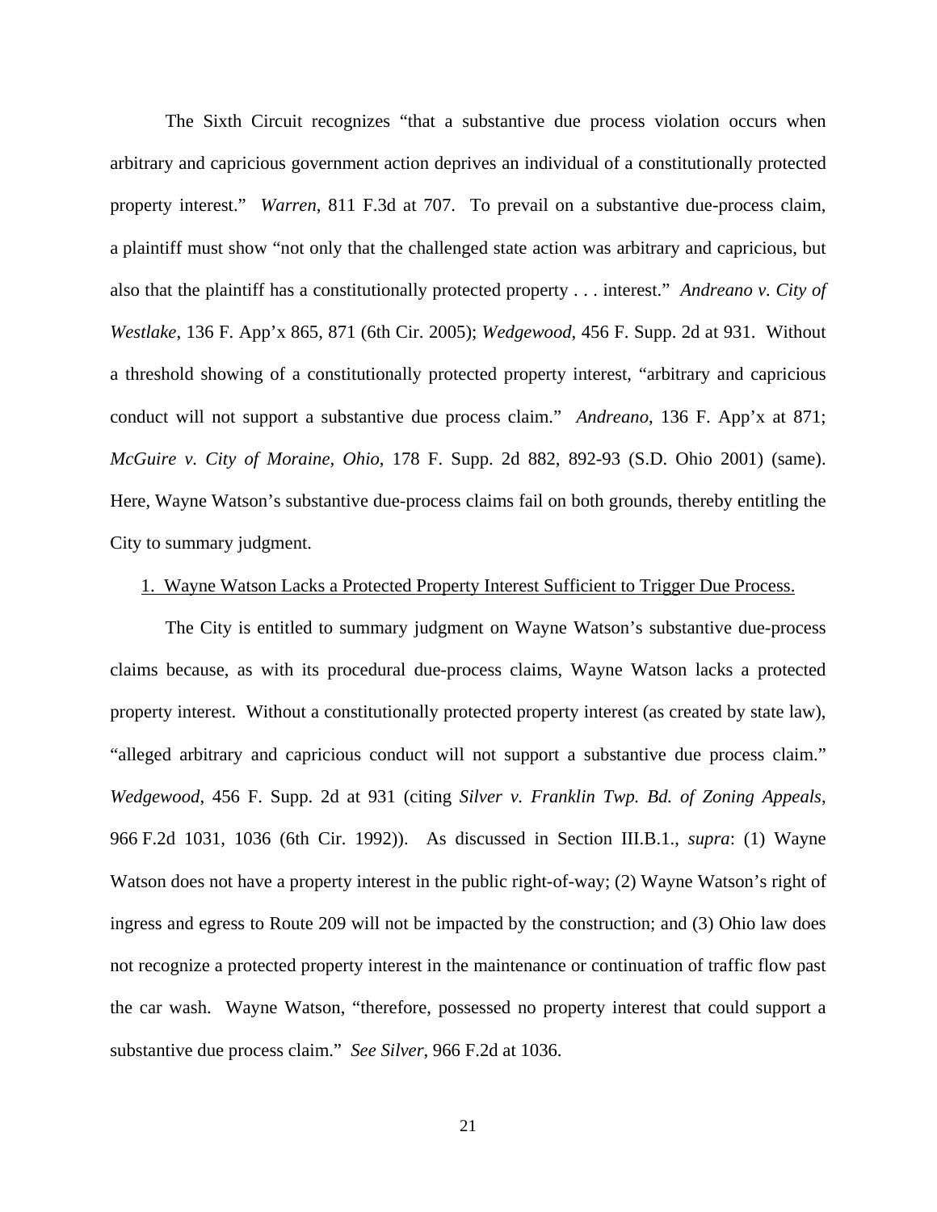The Sixth Circuit recognizes "that a substantive due process violation occurs when arbitrary and capricious government action deprives an individual of a constitutionally protected property interest." *Warren*, 811 F.3d at 707. To prevail on a substantive due-process claim, a plaintiff must show "not only that the challenged state action was arbitrary and capricious, but also that the plaintiff has a constitutionally protected property . . . interest." *Andreano v. City of Westlake*, 136 F. App'x 865, 871 (6th Cir. 2005); *Wedgewood*, 456 F. Supp. 2d at 931. Without a threshold showing of a constitutionally protected property interest, "arbitrary and capricious conduct will not support a substantive due process claim." *Andreano*, 136 F. App'x at 871; *McGuire v. City of Moraine, Ohio*, 178 F. Supp. 2d 882, 892-93 (S.D. Ohio 2001) (same). Here, Wayne Watson's substantive due-process claims fail on both grounds, thereby entitling the City to summary judgment.

<u>1. Wayne Watson Lacks a Protected Property Interest Sufficient to Trigger Due Process.</u>

The City is entitled to summary judgment on Wayne Watson's substantive due-process claims because, as with its procedural due-process claims, Wayne Watson lacks a protected property interest. Without a constitutionally protected property interest (as created by state law), "alleged arbitrary and capricious conduct will not support a substantive due process claim." *Wedgewood*, 456 F. Supp. 2d at 931 (citing *Silver v. Franklin Twp. Bd. of Zoning Appeals*, 966 F.2d 1031, 1036 (6th Cir. 1992)). As discussed in Section III.B.1., *supra*: (1) Wayne Watson does not have a property interest in the public right-of-way; (2) Wayne Watson's right of ingress and egress to Route 209 will not be impacted by the construction; and (3) Ohio law does not recognize a protected property interest in the maintenance or continuation of traffic flow past the car wash. Wayne Watson, "therefore, possessed no property interest that could support a substantive due process claim." *See Silver*, 966 F.2d at 1036.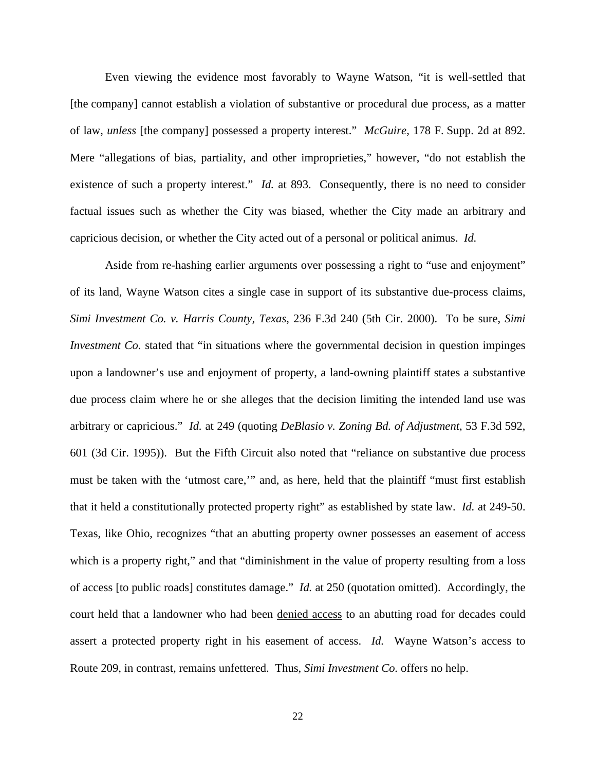Even viewing the evidence most favorably to Wayne Watson, "it is well-settled that [the company] cannot establish a violation of substantive or procedural due process, as a matter of law, *unless* [the company] possessed a property interest." *McGuire*, 178 F. Supp. 2d at 892. Mere "allegations of bias, partiality, and other improprieties," however, "do not establish the existence of such a property interest." *Id.* at 893. Consequently, there is no need to consider factual issues such as whether the City was biased, whether the City made an arbitrary and capricious decision, or whether the City acted out of a personal or political animus. *Id.*

Aside from re-hashing earlier arguments over possessing a right to "use and enjoyment" of its land, Wayne Watson cites a single case in support of its substantive due-process claims, *Simi Investment Co. v. Harris County, Texas*, 236 F.3d 240 (5th Cir. 2000). To be sure, *Simi Investment Co.* stated that "in situations where the governmental decision in question impinges upon a landowner's use and enjoyment of property, a land-owning plaintiff states a substantive due process claim where he or she alleges that the decision limiting the intended land use was arbitrary or capricious." *Id.* at 249 (quoting *DeBlasio v. Zoning Bd. of Adjustment*, 53 F.3d 592, 601 (3d Cir. 1995)). But the Fifth Circuit also noted that "reliance on substantive due process must be taken with the 'utmost care,'" and, as here, held that the plaintiff "must first establish that it held a constitutionally protected property right" as established by state law. *Id.* at 249-50. Texas, like Ohio, recognizes "that an abutting property owner possesses an easement of access which is a property right," and that "diminishment in the value of property resulting from a loss of access [to public roads] constitutes damage." *Id.* at 250 (quotation omitted). Accordingly, the court held that a landowner who had been <u>denied access</u> to an abutting road for decades could assert a protected property right in his easement of access. *Id.* Wayne Watson's access to Route 209, in contrast, remains unfettered. Thus, *Simi Investment Co.* offers no help.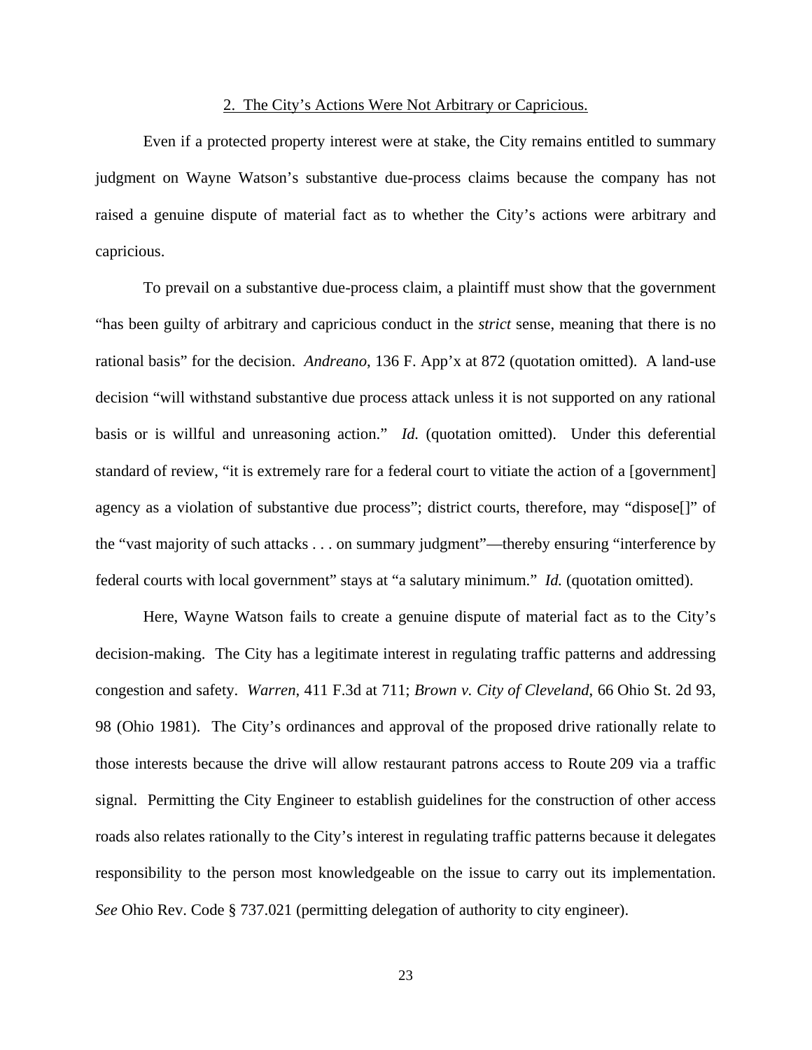2. The City's Actions Were Not Arbitrary or Capricious.

Even if a protected property interest were at stake, the City remains entitled to summary judgment on Wayne Watson's substantive due-process claims because the company has not raised a genuine dispute of material fact as to whether the City's actions were arbitrary and capricious.

To prevail on a substantive due-process claim, a plaintiff must show that the government "has been guilty of arbitrary and capricious conduct in the *strict* sense, meaning that there is no rational basis" for the decision. *Andreano*, 136 F. App'x at 872 (quotation omitted). A land-use decision "will withstand substantive due process attack unless it is not supported on any rational basis or is willful and unreasoning action." *Id.* (quotation omitted). Under this deferential standard of review, "it is extremely rare for a federal court to vitiate the action of a [government] agency as a violation of substantive due process"; district courts, therefore, may "dispose[]" of the "vast majority of such attacks . . . on summary judgment"—thereby ensuring "interference by federal courts with local government" stays at "a salutary minimum." *Id.* (quotation omitted).

Here, Wayne Watson fails to create a genuine dispute of material fact as to the City's decision-making. The City has a legitimate interest in regulating traffic patterns and addressing congestion and safety. *Warren*, 411 F.3d at 711; *Brown v. City of Cleveland*, 66 Ohio St. 2d 93, 98 (Ohio 1981). The City's ordinances and approval of the proposed drive rationally relate to those interests because the drive will allow restaurant patrons access to Route 209 via a traffic signal. Permitting the City Engineer to establish guidelines for the construction of other access roads also relates rationally to the City's interest in regulating traffic patterns because it delegates responsibility to the person most knowledgeable on the issue to carry out its implementation. *See* Ohio Rev. Code § 737.021 (permitting delegation of authority to city engineer).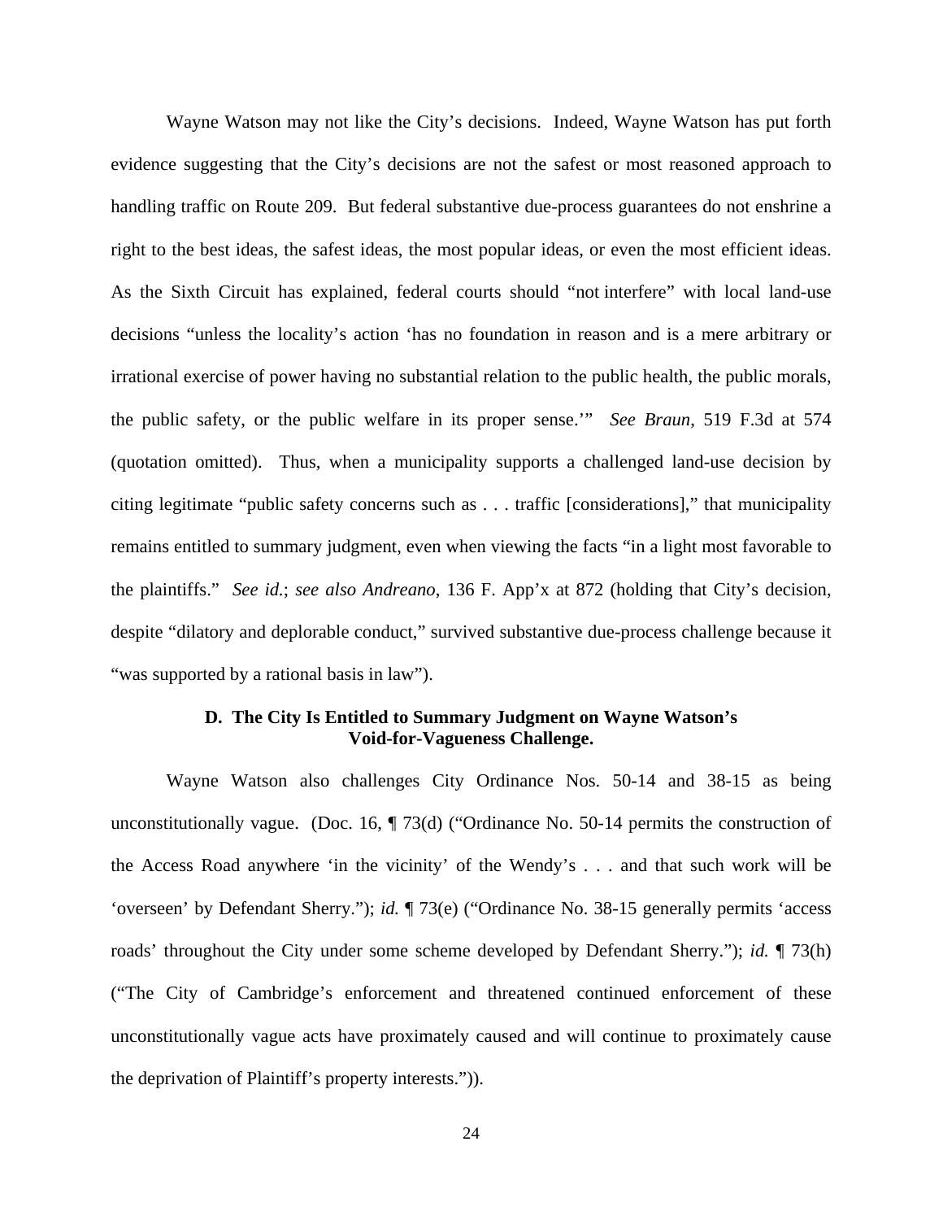Wayne Watson may not like the City's decisions. Indeed, Wayne Watson has put forth evidence suggesting that the City's decisions are not the safest or most reasoned approach to handling traffic on Route 209. But federal substantive due-process guarantees do not enshrine a right to the best ideas, the safest ideas, the most popular ideas, or even the most efficient ideas. As the Sixth Circuit has explained, federal courts should "not interfere" with local land-use decisions "unless the locality's action 'has no foundation in reason and is a mere arbitrary or irrational exercise of power having no substantial relation to the public health, the public morals, the public safety, or the public welfare in its proper sense.'" *See Braun*, 519 F.3d at 574 (quotation omitted). Thus, when a municipality supports a challenged land-use decision by citing legitimate "public safety concerns such as . . . traffic [considerations]," that municipality remains entitled to summary judgment, even when viewing the facts "in a light most favorable to the plaintiffs." *See id.*; *see also Andreano*, 136 F. App'x at 872 (holding that City's decision, despite "dilatory and deplorable conduct," survived substantive due-process challenge because it "was supported by a rational basis in law").

### D. The City Is Entitled to Summary Judgment on Wayne Watson's Void-for-Vagueness Challenge.

Wayne Watson also challenges City Ordinance Nos. 50-14 and 38-15 as being unconstitutionally vague. (Doc. 16, ¶ 73(d) ("Ordinance No. 50-14 permits the construction of the Access Road anywhere 'in the vicinity' of the Wendy's . . . and that such work will be 'overseen' by Defendant Sherry."); *id.* ¶ 73(e) ("Ordinance No. 38-15 generally permits 'access roads' throughout the City under some scheme developed by Defendant Sherry."); *id.* ¶ 73(h) ("The City of Cambridge's enforcement and threatened continued enforcement of these unconstitutionally vague acts have proximately caused and will continue to proximately cause the deprivation of Plaintiff's property interests.")).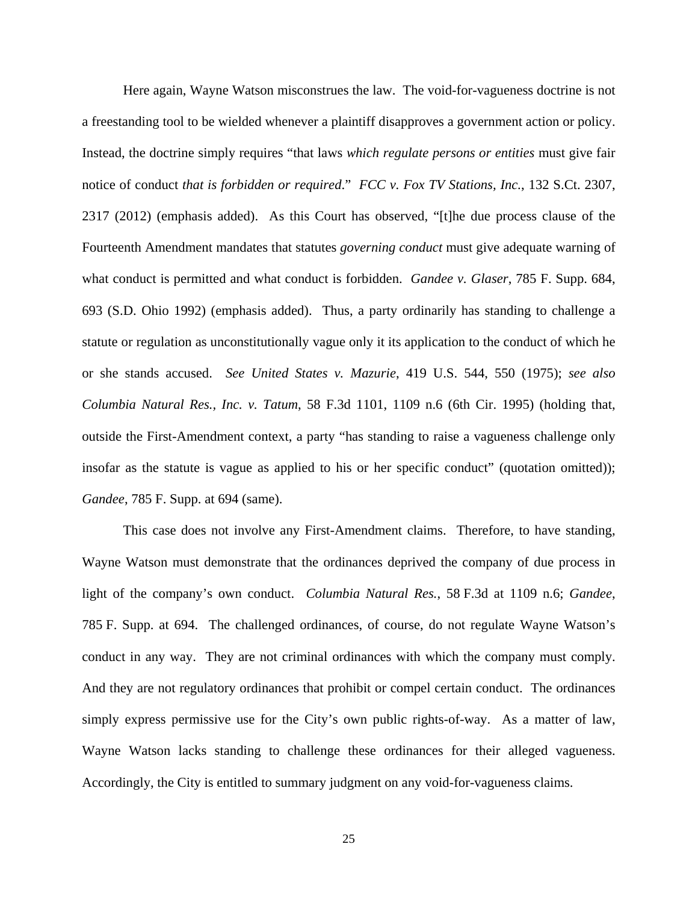Here again, Wayne Watson misconstrues the law. The void-for-vagueness doctrine is not a freestanding tool to be wielded whenever a plaintiff disapproves a government action or policy. Instead, the doctrine simply requires "that laws *which regulate persons or entities* must give fair notice of conduct *that is forbidden or required*." *FCC v. Fox TV Stations, Inc.*, 132 S.Ct. 2307, 2317 (2012) (emphasis added). As this Court has observed, "[t]he due process clause of the Fourteenth Amendment mandates that statutes *governing conduct* must give adequate warning of what conduct is permitted and what conduct is forbidden. *Gandee v. Glaser*, 785 F. Supp. 684, 693 (S.D. Ohio 1992) (emphasis added). Thus, a party ordinarily has standing to challenge a statute or regulation as unconstitutionally vague only it its application to the conduct of which he or she stands accused. *See United States v. Mazurie*, 419 U.S. 544, 550 (1975); *see also Columbia Natural Res., Inc. v. Tatum*, 58 F.3d 1101, 1109 n.6 (6th Cir. 1995) (holding that, outside the First-Amendment context, a party "has standing to raise a vagueness challenge only insofar as the statute is vague as applied to his or her specific conduct" (quotation omitted)); *Gandee*, 785 F. Supp. at 694 (same).

This case does not involve any First-Amendment claims. Therefore, to have standing, Wayne Watson must demonstrate that the ordinances deprived the company of due process in light of the company's own conduct. *Columbia Natural Res.*, 58 F.3d at 1109 n.6; *Gandee*, 785 F. Supp. at 694. The challenged ordinances, of course, do not regulate Wayne Watson's conduct in any way. They are not criminal ordinances with which the company must comply. And they are not regulatory ordinances that prohibit or compel certain conduct. The ordinances simply express permissive use for the City's own public rights-of-way. As a matter of law, Wayne Watson lacks standing to challenge these ordinances for their alleged vagueness. Accordingly, the City is entitled to summary judgment on any void-for-vagueness claims.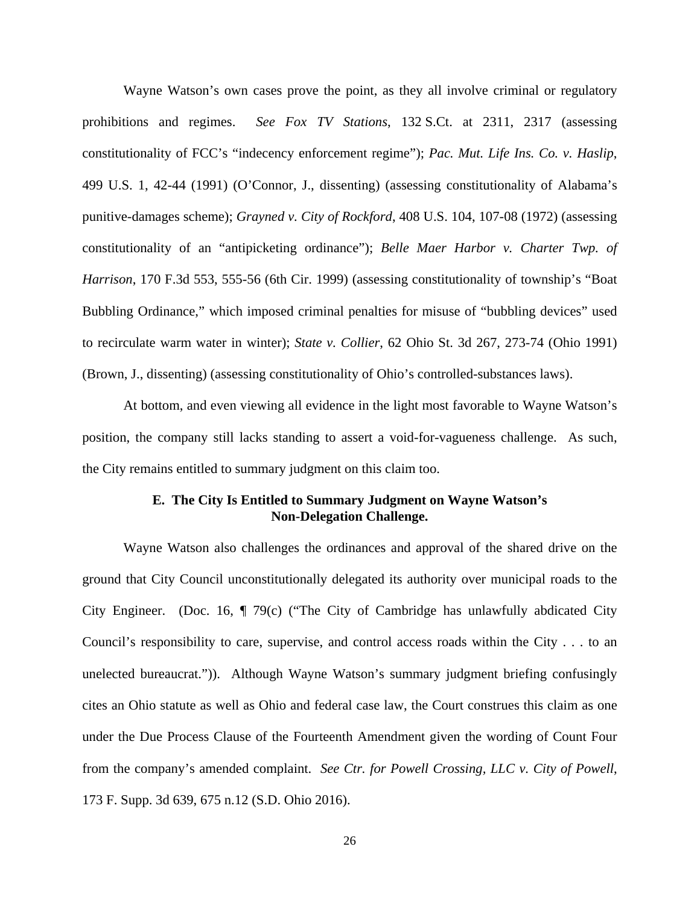Wayne Watson's own cases prove the point, as they all involve criminal or regulatory prohibitions and regimes. *See Fox TV Stations*, 132 S.Ct. at 2311, 2317 (assessing constitutionality of FCC's "indecency enforcement regime"); *Pac. Mut. Life Ins. Co. v. Haslip*, 499 U.S. 1, 42-44 (1991) (O'Connor, J., dissenting) (assessing constitutionality of Alabama's punitive-damages scheme); *Grayned v. City of Rockford*, 408 U.S. 104, 107-08 (1972) (assessing constitutionality of an "antipicketing ordinance"); *Belle Maer Harbor v. Charter Twp. of Harrison*, 170 F.3d 553, 555-56 (6th Cir. 1999) (assessing constitutionality of township's "Boat Bubbling Ordinance," which imposed criminal penalties for misuse of "bubbling devices" used to recirculate warm water in winter); *State v. Collier*, 62 Ohio St. 3d 267, 273-74 (Ohio 1991) (Brown, J., dissenting) (assessing constitutionality of Ohio's controlled-substances laws).

At bottom, and even viewing all evidence in the light most favorable to Wayne Watson's position, the company still lacks standing to assert a void-for-vagueness challenge. As such, the City remains entitled to summary judgment on this claim too.

### E. The City Is Entitled to Summary Judgment on Wayne Watson's Non-Delegation Challenge.

Wayne Watson also challenges the ordinances and approval of the shared drive on the ground that City Council unconstitutionally delegated its authority over municipal roads to the City Engineer. (Doc. 16, ¶ 79(c) ("The City of Cambridge has unlawfully abdicated City Council's responsibility to care, supervise, and control access roads within the City . . . to an unelected bureaucrat.")). Although Wayne Watson's summary judgment briefing confusingly cites an Ohio statute as well as Ohio and federal case law, the Court construes this claim as one under the Due Process Clause of the Fourteenth Amendment given the wording of Count Four from the company's amended complaint. *See Ctr. for Powell Crossing, LLC v. City of Powell*, 173 F. Supp. 3d 639, 675 n.12 (S.D. Ohio 2016).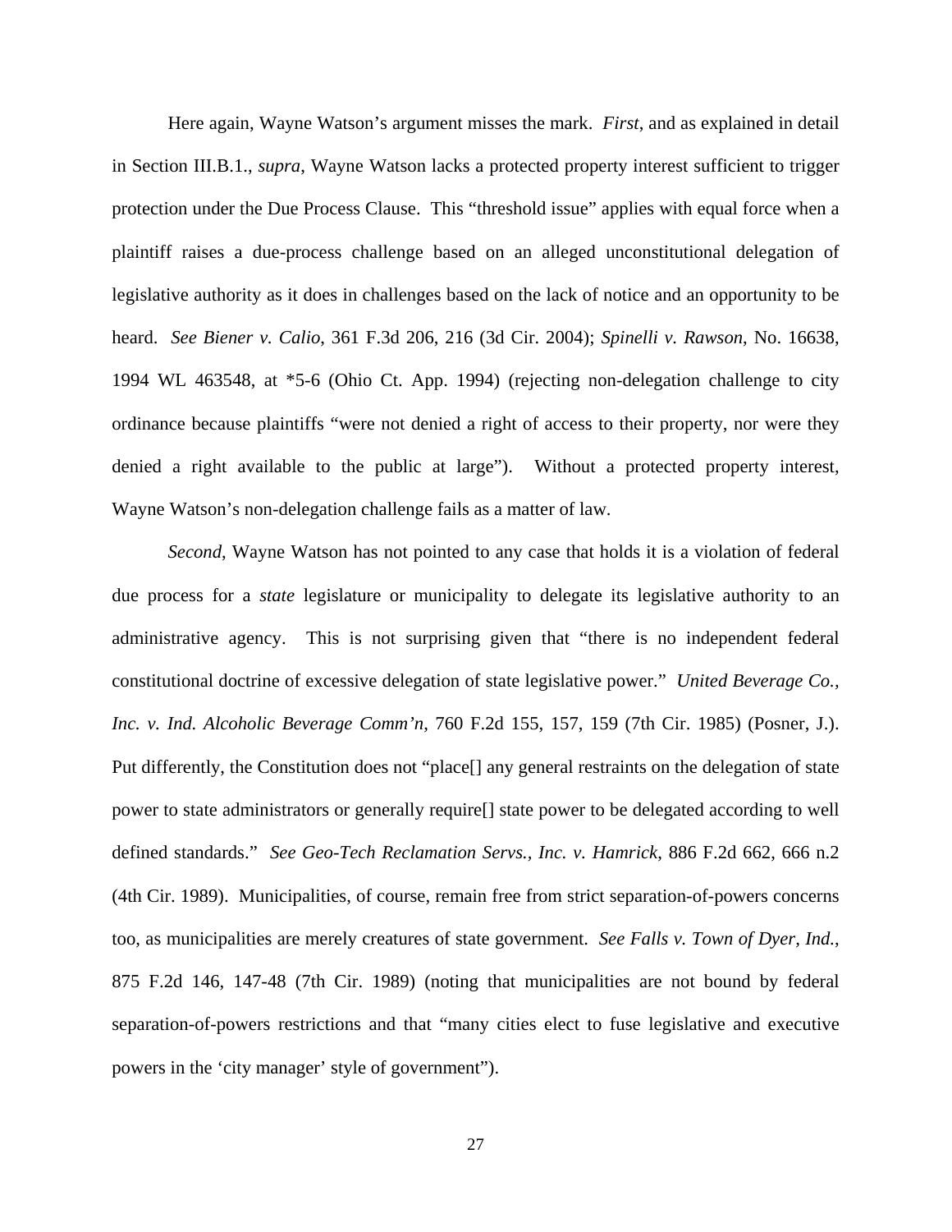Here again, Wayne Watson's argument misses the mark. *First*, and as explained in detail in Section III.B.1., *supra*, Wayne Watson lacks a protected property interest sufficient to trigger protection under the Due Process Clause. This "threshold issue" applies with equal force when a plaintiff raises a due-process challenge based on an alleged unconstitutional delegation of legislative authority as it does in challenges based on the lack of notice and an opportunity to be heard. *See Biener v. Calio*, 361 F.3d 206, 216 (3d Cir. 2004); *Spinelli v. Rawson*, No. 16638, 1994 WL 463548, at *5-6 (Ohio Ct. App. 1994) (rejecting non-delegation challenge to city ordinance because plaintiffs "were not denied a right of access to their property, nor were they denied a right available to the public at large"). Without a protected property interest, Wayne Watson's non-delegation challenge fails as a matter of law.

*Second*, Wayne Watson has not pointed to any case that holds it is a violation of federal due process for a *state* legislature or municipality to delegate its legislative authority to an administrative agency. This is not surprising given that "there is no independent federal constitutional doctrine of excessive delegation of state legislative power." *United Beverage Co., Inc. v. Ind. Alcoholic Beverage Comm'n*, 760 F.2d 155, 157, 159 (7th Cir. 1985) (Posner, J.). Put differently, the Constitution does not "place[] any general restraints on the delegation of state power to state administrators or generally require[] state power to be delegated according to well defined standards." *See Geo-Tech Reclamation Servs., Inc. v. Hamrick*, 886 F.2d 662, 666 n.2 (4th Cir. 1989). Municipalities, of course, remain free from strict separation-of-powers concerns too, as municipalities are merely creatures of state government. *See Falls v. Town of Dyer, Ind.*, 875 F.2d 146, 147-48 (7th Cir. 1989) (noting that municipalities are not bound by federal separation-of-powers restrictions and that "many cities elect to fuse legislative and executive powers in the 'city manager' style of government").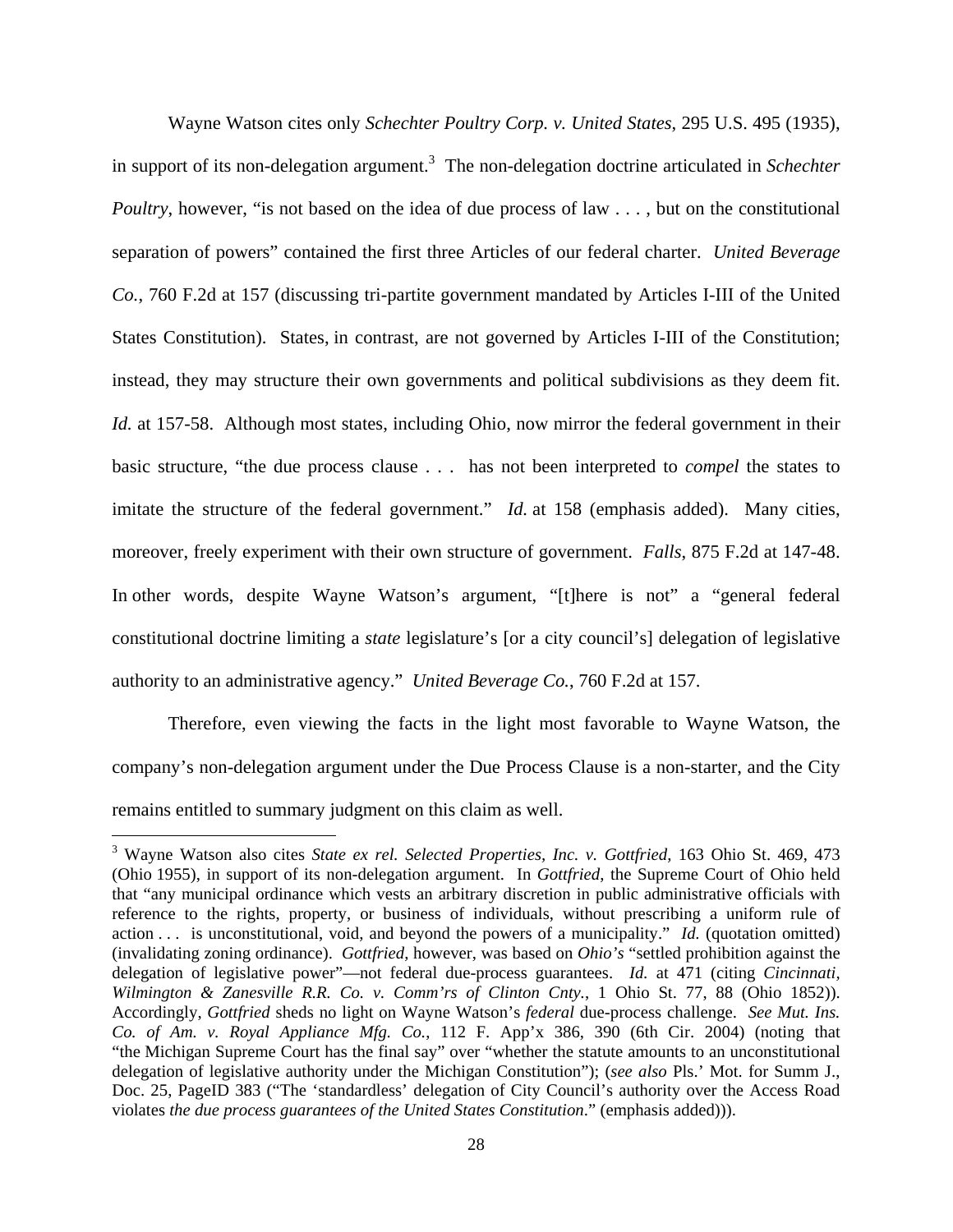Wayne Watson cites only *Schechter Poultry Corp. v. United States*, 295 U.S. 495 (1935), in support of its non-delegation argument.[3] The non-delegation doctrine articulated in *Schechter Poultry*, however, "is not based on the idea of due process of law . . . , but on the constitutional separation of powers" contained the first three Articles of our federal charter. *United Beverage Co.*, 760 F.2d at 157 (discussing tri-partite government mandated by Articles I-III of the United States Constitution). States, in contrast, are not governed by Articles I-III of the Constitution; instead, they may structure their own governments and political subdivisions as they deem fit. *Id.* at 157-58. Although most states, including Ohio, now mirror the federal government in their basic structure, "the due process clause . . . has not been interpreted to *compel* the states to imitate the structure of the federal government." *Id.* at 158 (emphasis added). Many cities, moreover, freely experiment with their own structure of government. *Falls*, 875 F.2d at 147-48. In other words, despite Wayne Watson's argument, "[t]here is not" a "general federal constitutional doctrine limiting a *state* legislature's [or a city council's] delegation of legislative authority to an administrative agency." *United Beverage Co.*, 760 F.2d at 157.

Therefore, even viewing the facts in the light most favorable to Wayne Watson, the company's non-delegation argument under the Due Process Clause is a non-starter, and the City remains entitled to summary judgment on this claim as well.

[3] Wayne Watson also cites *State ex rel. Selected Properties, Inc. v. Gottfried*, 163 Ohio St. 469, 473 (Ohio 1955), in support of its non-delegation argument. In *Gottfried*, the Supreme Court of Ohio held that "any municipal ordinance which vests an arbitrary discretion in public administrative officials with reference to the rights, property, or business of individuals, without prescribing a uniform rule of action . . . is unconstitutional, void, and beyond the powers of a municipality." *Id.* (quotation omitted) (invalidating zoning ordinance). *Gottfried*, however, was based on *Ohio's* "settled prohibition against the delegation of legislative power"—not federal due-process guarantees. *Id.* at 471 (citing *Cincinnati, Wilmington & Zanesville R.R. Co. v. Comm'rs of Clinton Cnty.*, 1 Ohio St. 77, 88 (Ohio 1852)). Accordingly, *Gottfried* sheds no light on Wayne Watson's *federal* due-process challenge. *See Mut. Ins. Co. of Am. v. Royal Appliance Mfg. Co.*, 112 F. App'x 386, 390 (6th Cir. 2004) (noting that "the Michigan Supreme Court has the final say" over "whether the statute amounts to an unconstitutional delegation of legislative authority under the Michigan Constitution"); (*see also* Pls.' Mot. for Summ J., Doc. 25, PageID 383 ("The 'standardless' delegation of City Council's authority over the Access Road violates *the due process guarantees of the United States Constitution*." (emphasis added))).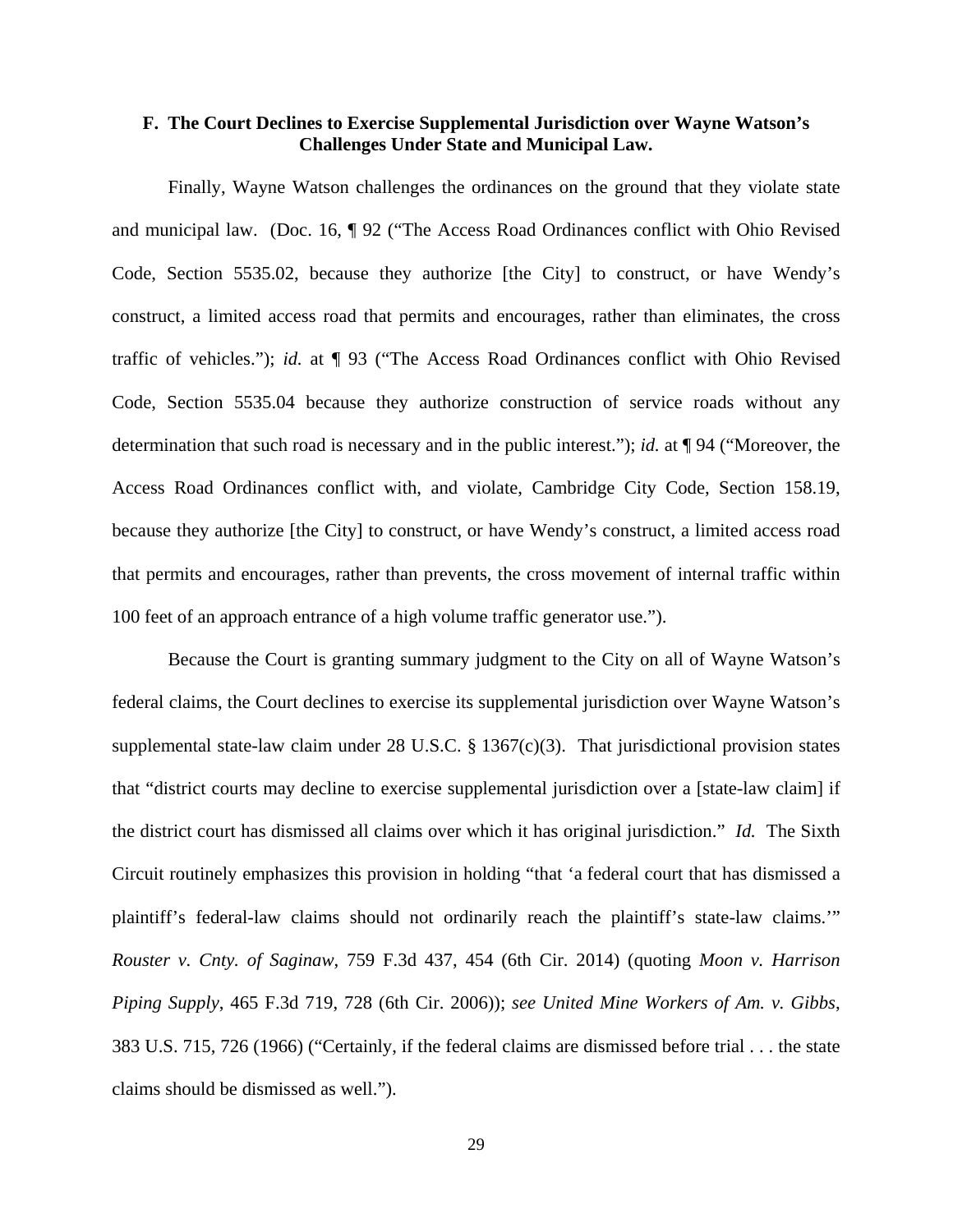### F. The Court Declines to Exercise Supplemental Jurisdiction over Wayne Watson's Challenges Under State and Municipal Law.

Finally, Wayne Watson challenges the ordinances on the ground that they violate state and municipal law. (Doc. 16, ¶ 92 ("The Access Road Ordinances conflict with Ohio Revised Code, Section 5535.02, because they authorize [the City] to construct, or have Wendy's construct, a limited access road that permits and encourages, rather than eliminates, the cross traffic of vehicles."); *id.* at ¶ 93 ("The Access Road Ordinances conflict with Ohio Revised Code, Section 5535.04 because they authorize construction of service roads without any determination that such road is necessary and in the public interest."); *id.* at ¶ 94 ("Moreover, the Access Road Ordinances conflict with, and violate, Cambridge City Code, Section 158.19, because they authorize [the City] to construct, or have Wendy's construct, a limited access road that permits and encourages, rather than prevents, the cross movement of internal traffic within 100 feet of an approach entrance of a high volume traffic generator use.").

Because the Court is granting summary judgment to the City on all of Wayne Watson's federal claims, the Court declines to exercise its supplemental jurisdiction over Wayne Watson's supplemental state-law claim under 28 U.S.C. § 1367(c)(3). That jurisdictional provision states that "district courts may decline to exercise supplemental jurisdiction over a [state-law claim] if the district court has dismissed all claims over which it has original jurisdiction." *Id.* The Sixth Circuit routinely emphasizes this provision in holding "that 'a federal court that has dismissed a plaintiff's federal-law claims should not ordinarily reach the plaintiff's state-law claims.'" *Rouster v. Cnty. of Saginaw*, 759 F.3d 437, 454 (6th Cir. 2014) (quoting *Moon v. Harrison Piping Supply*, 465 F.3d 719, 728 (6th Cir. 2006)); *see United Mine Workers of Am. v. Gibbs*, 383 U.S. 715, 726 (1966) ("Certainly, if the federal claims are dismissed before trial . . . the state claims should be dismissed as well.").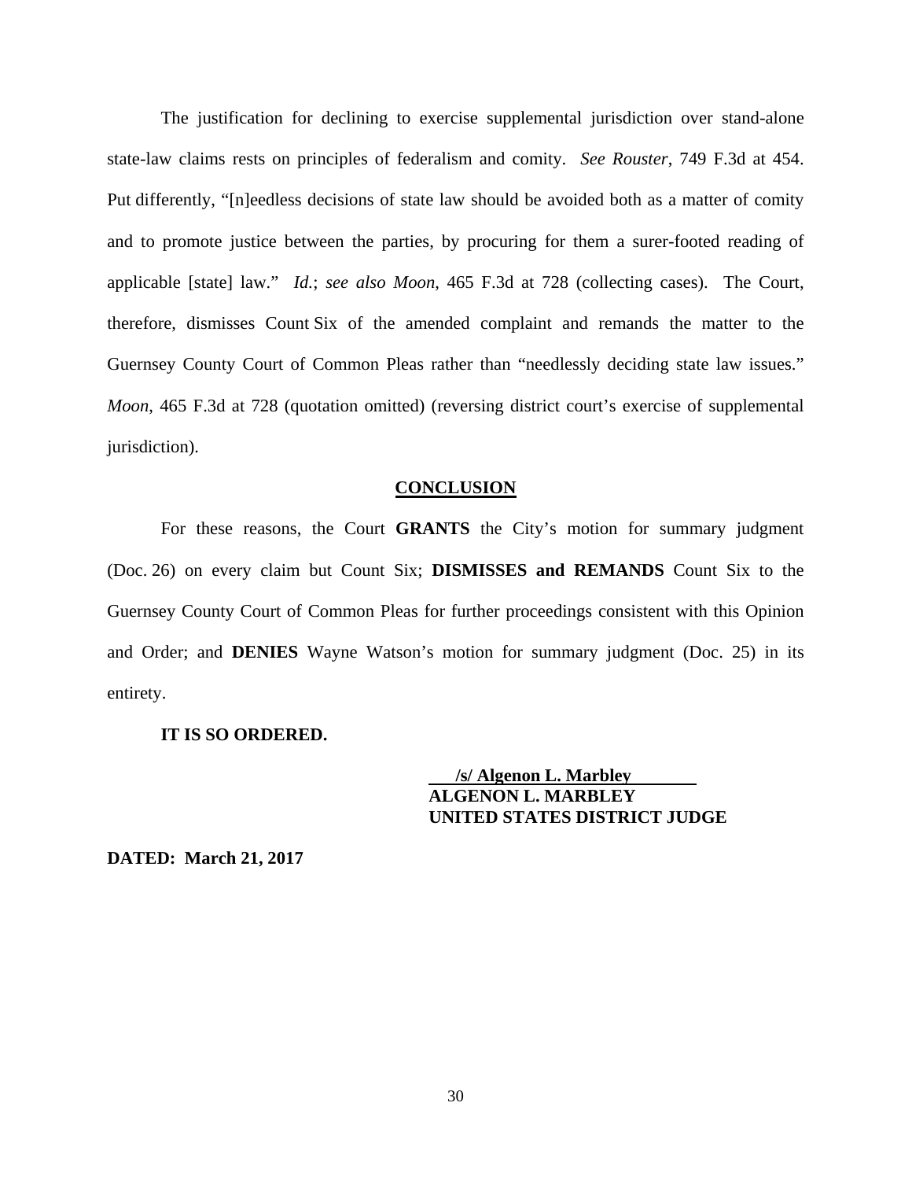The justification for declining to exercise supplemental jurisdiction over stand-alone state-law claims rests on principles of federalism and comity. *See Rouster*, 749 F.3d at 454. Put differently, "[n]eedless decisions of state law should be avoided both as a matter of comity and to promote justice between the parties, by procuring for them a surer-footed reading of applicable [state] law." *Id.*; *see also Moon*, 465 F.3d at 728 (collecting cases). The Court, therefore, dismisses Count Six of the amended complaint and remands the matter to the Guernsey County Court of Common Pleas rather than "needlessly deciding state law issues." *Moon*, 465 F.3d at 728 (quotation omitted) (reversing district court's exercise of supplemental jurisdiction).

## CONCLUSION

For these reasons, the Court **GRANTS** the City's motion for summary judgment (Doc. 26) on every claim but Count Six; **DISMISSES and REMANDS** Count Six to the Guernsey County Court of Common Pleas for further proceedings consistent with this Opinion and Order; and **DENIES** Wayne Watson's motion for summary judgment (Doc. 25) in its entirety.

**IT IS SO ORDERED.**

**/s/ Algenon L. Marbley**
**ALGENON L. MARBLEY**
**UNITED STATES DISTRICT JUDGE**

**DATED: March 21, 2017**